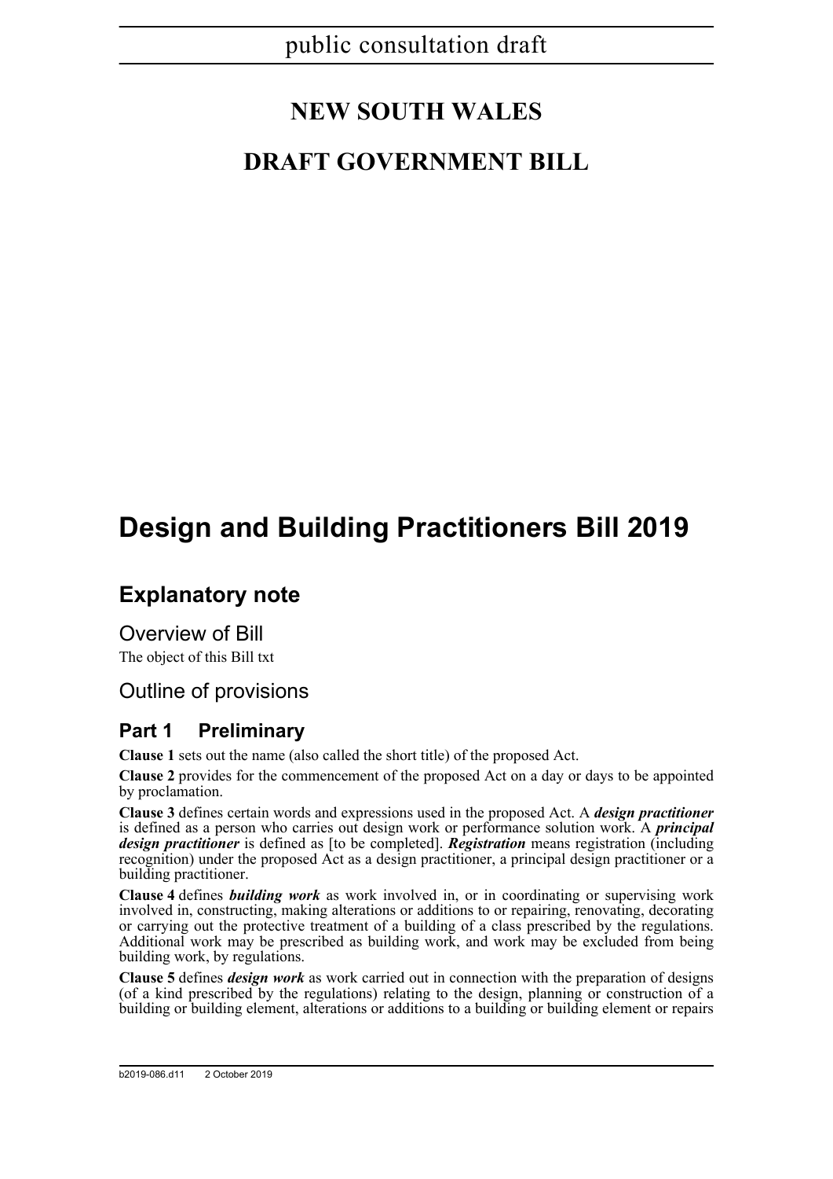public consultation draft

# NEW SOUTH WALES

# DRAFT GOVERNMENT BILL

# Design and Building Practitioners Bill 2019

## Explanatory note

### Overview of Bill

The object of this Bill txt

### Outline of provisions

## Part 1 Preliminary

**Clause 1** sets out the name (also called the short title) of the proposed Act.

**Clause 2** provides for the commencement of the proposed Act on a day or days to be appointed by proclamation.

**Clause 3** defines certain words and expressions used in the proposed Act. A ***design practitioner*** is defined as a person who carries out design work or performance solution work. A ***principal design practitioner*** is defined as [to be completed]. ***Registration*** means registration (including recognition) under the proposed Act as a design practitioner, a principal design practitioner or a building practitioner.

**Clause 4** defines ***building work*** as work involved in, or in coordinating or supervising work involved in, constructing, making alterations or additions to or repairing, renovating, decorating or carrying out the protective treatment of a building of a class prescribed by the regulations. Additional work may be prescribed as building work, and work may be excluded from being building work, by regulations.

**Clause 5** defines ***design work*** as work carried out in connection with the preparation of designs (of a kind prescribed by the regulations) relating to the design, planning or construction of a building or building element, alterations or additions to a building or building element or repairs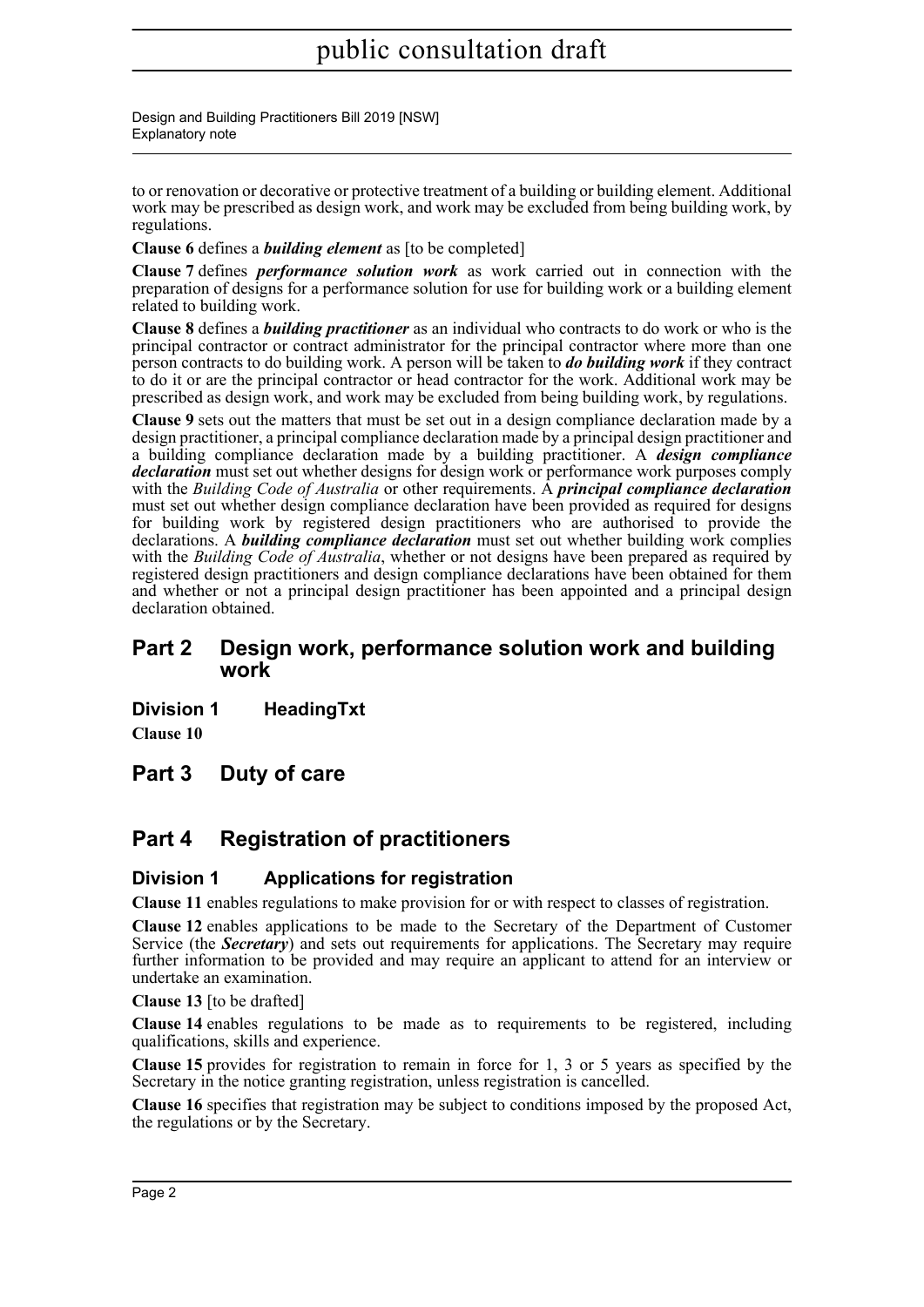to or renovation or decorative or protective treatment of a building or building element. Additional work may be prescribed as design work, and work may be excluded from being building work, by regulations.

**Clause 6** defines a ***building element*** as [to be completed]

**Clause 7** defines ***performance solution work*** as work carried out in connection with the preparation of designs for a performance solution for use for building work or a building element related to building work.

**Clause 8** defines a ***building practitioner*** as an individual who contracts to do work or who is the principal contractor or contract administrator for the principal contractor where more than one person contracts to do building work. A person will be taken to ***do building work*** if they contract to do it or are the principal contractor or head contractor for the work. Additional work may be prescribed as design work, and work may be excluded from being building work, by regulations.

**Clause 9** sets out the matters that must be set out in a design compliance declaration made by a design practitioner, a principal compliance declaration made by a principal design practitioner and a building compliance declaration made by a building practitioner. A ***design compliance declaration*** must set out whether designs for design work or performance work purposes comply with the *Building Code of Australia* or other requirements. A ***principal compliance declaration*** must set out whether design compliance declaration have been provided as required for designs for building work by registered design practitioners who are authorised to provide the declarations. A ***building compliance declaration*** must set out whether building work complies with the *Building Code of Australia*, whether or not designs have been prepared as required by registered design practitioners and design compliance declarations have been obtained for them and whether or not a principal design practitioner has been appointed and a principal design declaration obtained.

## Part 2 Design work, performance solution work and building work

### Division 1 HeadingTxt

**Clause 10**

## Part 3 Duty of care

## Part 4 Registration of practitioners

### Division 1 Applications for registration

**Clause 11** enables regulations to make provision for or with respect to classes of registration.

**Clause 12** enables applications to be made to the Secretary of the Department of Customer Service (the ***Secretary***) and sets out requirements for applications. The Secretary may require further information to be provided and may require an applicant to attend for an interview or undertake an examination.

**Clause 13** [to be drafted]

**Clause 14** enables regulations to be made as to requirements to be registered, including qualifications, skills and experience.

**Clause 15** provides for registration to remain in force for 1, 3 or 5 years as specified by the Secretary in the notice granting registration, unless registration is cancelled.

**Clause 16** specifies that registration may be subject to conditions imposed by the proposed Act, the regulations or by the Secretary.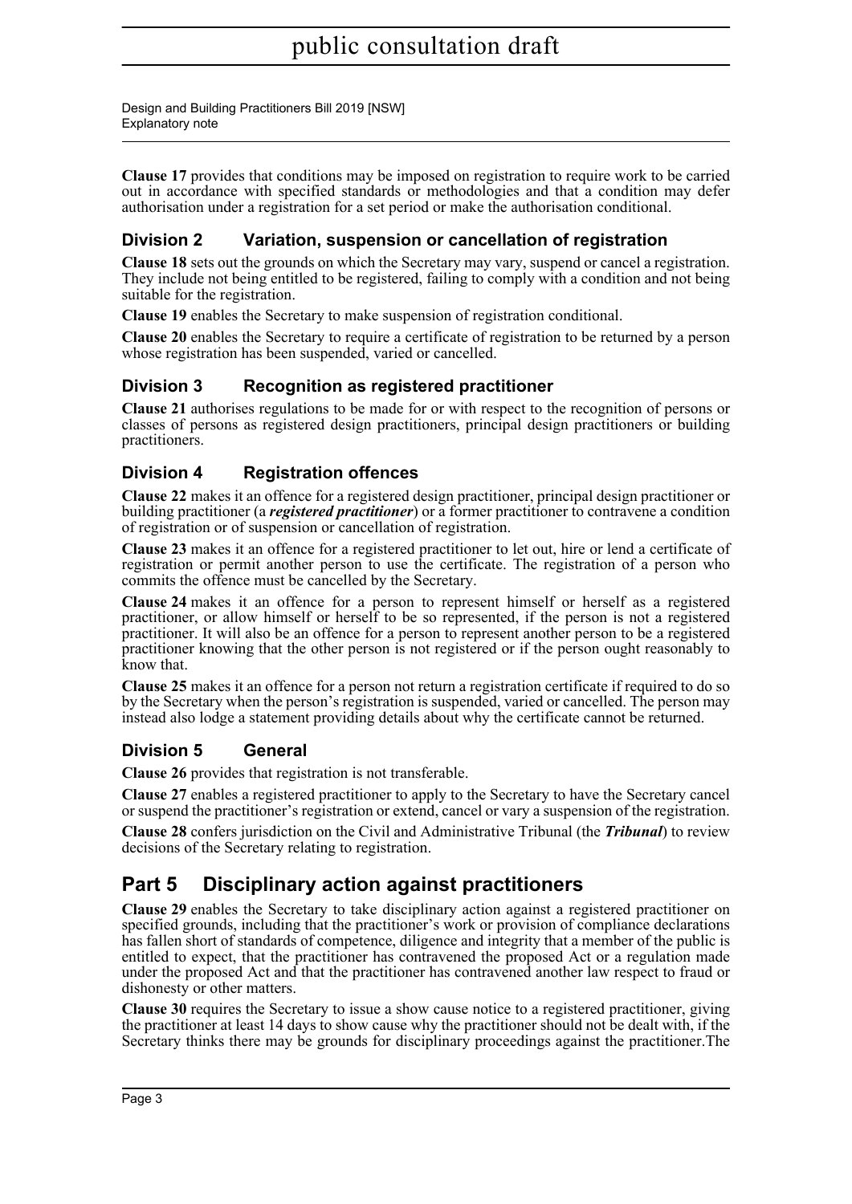**Clause 17** provides that conditions may be imposed on registration to require work to be carried out in accordance with specified standards or methodologies and that a condition may defer authorisation under a registration for a set period or make the authorisation conditional.

## Division 2 Variation, suspension or cancellation of registration

**Clause 18** sets out the grounds on which the Secretary may vary, suspend or cancel a registration. They include not being entitled to be registered, failing to comply with a condition and not being suitable for the registration.

**Clause 19** enables the Secretary to make suspension of registration conditional.

**Clause 20** enables the Secretary to require a certificate of registration to be returned by a person whose registration has been suspended, varied or cancelled.

## Division 3 Recognition as registered practitioner

**Clause 21** authorises regulations to be made for or with respect to the recognition of persons or classes of persons as registered design practitioners, principal design practitioners or building practitioners.

## Division 4 Registration offences

**Clause 22** makes it an offence for a registered design practitioner, principal design practitioner or building practitioner (a ***registered practitioner***) or a former practitioner to contravene a condition of registration or of suspension or cancellation of registration.

**Clause 23** makes it an offence for a registered practitioner to let out, hire or lend a certificate of registration or permit another person to use the certificate. The registration of a person who commits the offence must be cancelled by the Secretary.

**Clause 24** makes it an offence for a person to represent himself or herself as a registered practitioner, or allow himself or herself to be so represented, if the person is not a registered practitioner. It will also be an offence for a person to represent another person to be a registered practitioner knowing that the other person is not registered or if the person ought reasonably to know that.

**Clause 25** makes it an offence for a person not return a registration certificate if required to do so by the Secretary when the person's registration is suspended, varied or cancelled. The person may instead also lodge a statement providing details about why the certificate cannot be returned.

## Division 5 General

**Clause 26** provides that registration is not transferable.

**Clause 27** enables a registered practitioner to apply to the Secretary to have the Secretary cancel or suspend the practitioner's registration or extend, cancel or vary a suspension of the registration.

**Clause 28** confers jurisdiction on the Civil and Administrative Tribunal (the ***Tribunal***) to review decisions of the Secretary relating to registration.

# Part 5 Disciplinary action against practitioners

**Clause 29** enables the Secretary to take disciplinary action against a registered practitioner on specified grounds, including that the practitioner's work or provision of compliance declarations has fallen short of standards of competence, diligence and integrity that a member of the public is entitled to expect, that the practitioner has contravened the proposed Act or a regulation made under the proposed Act and that the practitioner has contravened another law respect to fraud or dishonesty or other matters.

**Clause 30** requires the Secretary to issue a show cause notice to a registered practitioner, giving the practitioner at least 14 days to show cause why the practitioner should not be dealt with, if the Secretary thinks there may be grounds for disciplinary proceedings against the practitioner.The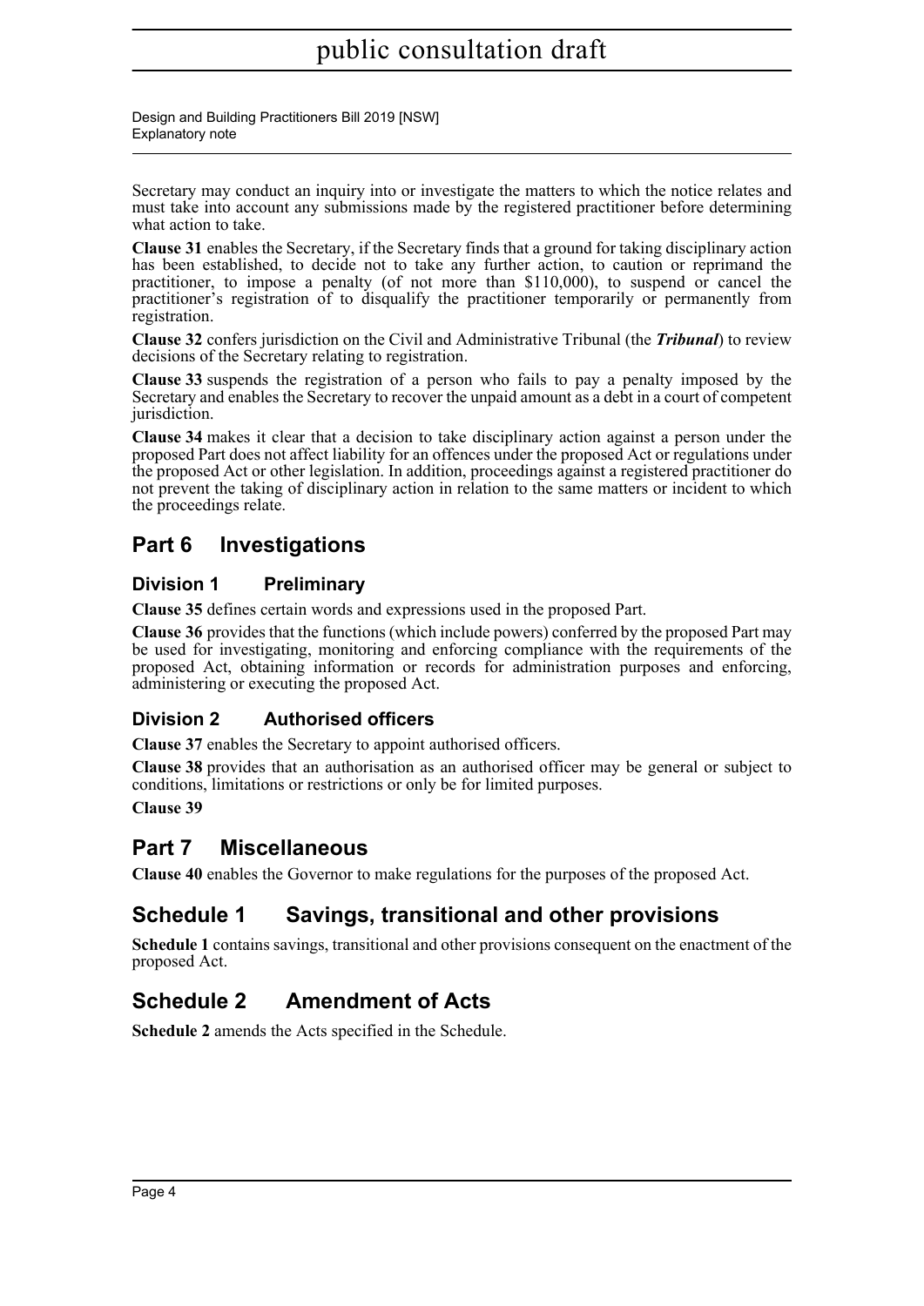Secretary may conduct an inquiry into or investigate the matters to which the notice relates and must take into account any submissions made by the registered practitioner before determining what action to take.

**Clause 31** enables the Secretary, if the Secretary finds that a ground for taking disciplinary action has been established, to decide not to take any further action, to caution or reprimand the practitioner, to impose a penalty (of not more than $110,000), to suspend or cancel the practitioner's registration of to disqualify the practitioner temporarily or permanently from registration.

**Clause 32** confers jurisdiction on the Civil and Administrative Tribunal (the ***Tribunal***) to review decisions of the Secretary relating to registration.

**Clause 33** suspends the registration of a person who fails to pay a penalty imposed by the Secretary and enables the Secretary to recover the unpaid amount as a debt in a court of competent jurisdiction.

**Clause 34** makes it clear that a decision to take disciplinary action against a person under the proposed Part does not affect liability for an offences under the proposed Act or regulations under the proposed Act or other legislation. In addition, proceedings against a registered practitioner do not prevent the taking of disciplinary action in relation to the same matters or incident to which the proceedings relate.

## Part 6 Investigations

### Division 1 Preliminary

**Clause 35** defines certain words and expressions used in the proposed Part.

**Clause 36** provides that the functions (which include powers) conferred by the proposed Part may be used for investigating, monitoring and enforcing compliance with the requirements of the proposed Act, obtaining information or records for administration purposes and enforcing, administering or executing the proposed Act.

### Division 2 Authorised officers

**Clause 37** enables the Secretary to appoint authorised officers.

**Clause 38** provides that an authorisation as an authorised officer may be general or subject to conditions, limitations or restrictions or only be for limited purposes.

**Clause 39**

## Part 7 Miscellaneous

**Clause 40** enables the Governor to make regulations for the purposes of the proposed Act.

## Schedule 1 Savings, transitional and other provisions

**Schedule 1** contains savings, transitional and other provisions consequent on the enactment of the proposed Act.

## Schedule 2 Amendment of Acts

**Schedule 2** amends the Acts specified in the Schedule.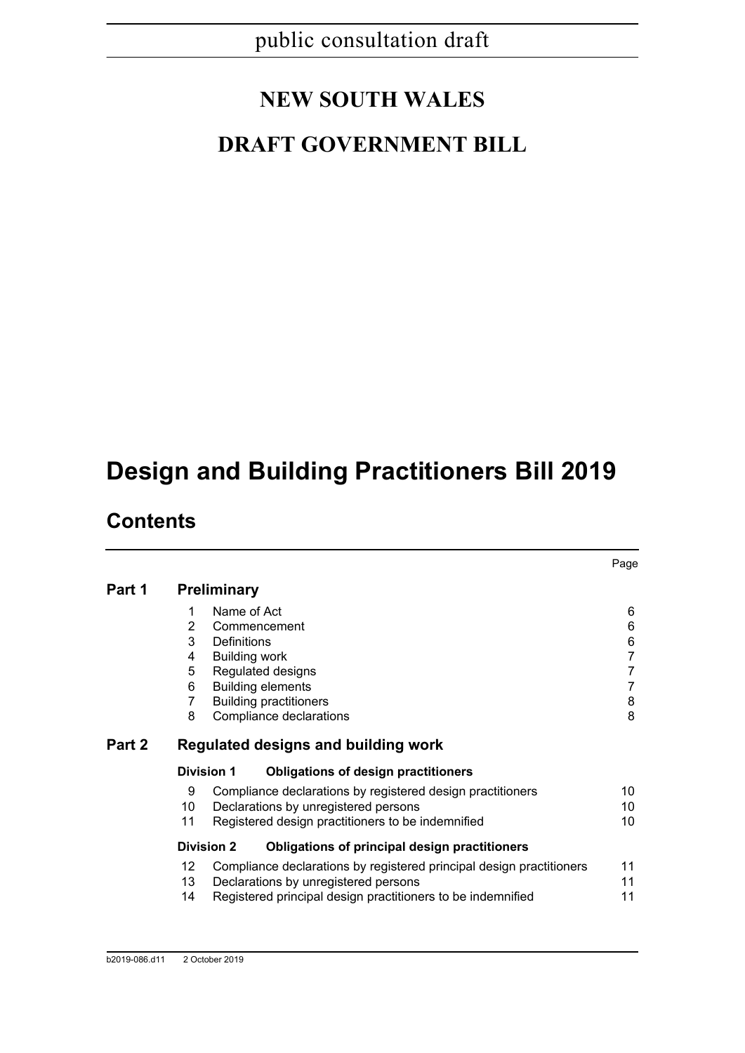public consultation draft

# NEW SOUTH WALES

# DRAFT GOVERNMENT BILL

# Design and Building Practitioners Bill 2019

## Contents

| | | | Page |
|---|---|---|---|
| **Part 1** | **Preliminary** | | |
| | 1 | Name of Act | 6 |
| | 2 | Commencement | 6 |
| | 3 | Definitions | 6 |
| | 4 | Building work | 7 |
| | 5 | Regulated designs | 7 |
| | 6 | Building elements | 7 |
| | 7 | Building practitioners | 8 |
| | 8 | Compliance declarations | 8 |
| **Part 2** | **Regulated designs and building work** | | |
| | **Division 1** | **Obligations of design practitioners** | |
| | 9 | Compliance declarations by registered design practitioners | 10 |
| | 10 | Declarations by unregistered persons | 10 |
| | 11 | Registered design practitioners to be indemnified | 10 |
| | **Division 2** | **Obligations of principal design practitioners** | |
| | 12 | Compliance declarations by registered principal design practitioners | 11 |
| | 13 | Declarations by unregistered persons | 11 |
| | 14 | Registered principal design practitioners to be indemnified | 11 |

b2019-086.d11 2 October 2019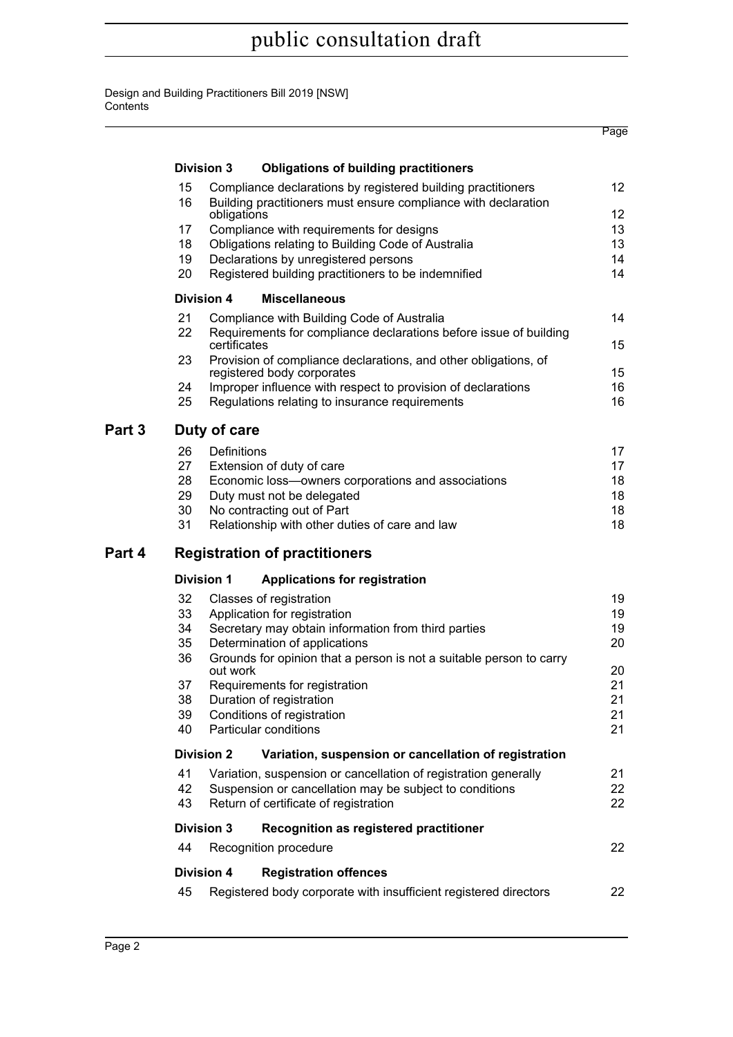| | | | Page |
|---|---|---|---|
| | **Division 3** | **Obligations of building practitioners** | |
| | 15 | Compliance declarations by registered building practitioners | 12 |
| | 16 | Building practitioners must ensure compliance with declaration obligations | 12 |
| | 17 | Compliance with requirements for designs | 13 |
| | 18 | Obligations relating to Building Code of Australia | 13 |
| | 19 | Declarations by unregistered persons | 14 |
| | 20 | Registered building practitioners to be indemnified | 14 |
| | **Division 4** | **Miscellaneous** | |
| | 21 | Compliance with Building Code of Australia | 14 |
| | 22 | Requirements for compliance declarations before issue of building certificates | 15 |
| | 23 | Provision of compliance declarations, and other obligations, of registered body corporates | 15 |
| | 24 | Improper influence with respect to provision of declarations | 16 |
| | 25 | Regulations relating to insurance requirements | 16 |
| **Part 3** | **Duty of care** | | |
| | 26 | Definitions | 17 |
| | 27 | Extension of duty of care | 17 |
| | 28 | Economic loss—owners corporations and associations | 18 |
| | 29 | Duty must not be delegated | 18 |
| | 30 | No contracting out of Part | 18 |
| | 31 | Relationship with other duties of care and law | 18 |
| **Part 4** | **Registration of practitioners** | | |
| | **Division 1** | **Applications for registration** | |
| | 32 | Classes of registration | 19 |
| | 33 | Application for registration | 19 |
| | 34 | Secretary may obtain information from third parties | 19 |
| | 35 | Determination of applications | 20 |
| | 36 | Grounds for opinion that a person is not a suitable person to carry out work | 20 |
| | 37 | Requirements for registration | 21 |
| | 38 | Duration of registration | 21 |
| | 39 | Conditions of registration | 21 |
| | 40 | Particular conditions | 21 |
| | **Division 2** | **Variation, suspension or cancellation of registration** | |
| | 41 | Variation, suspension or cancellation of registration generally | 21 |
| | 42 | Suspension or cancellation may be subject to conditions | 22 |
| | 43 | Return of certificate of registration | 22 |
| | **Division 3** | **Recognition as registered practitioner** | |
| | 44 | Recognition procedure | 22 |
| | **Division 4** | **Registration offences** | |
| | 45 | Registered body corporate with insufficient registered directors | 22 |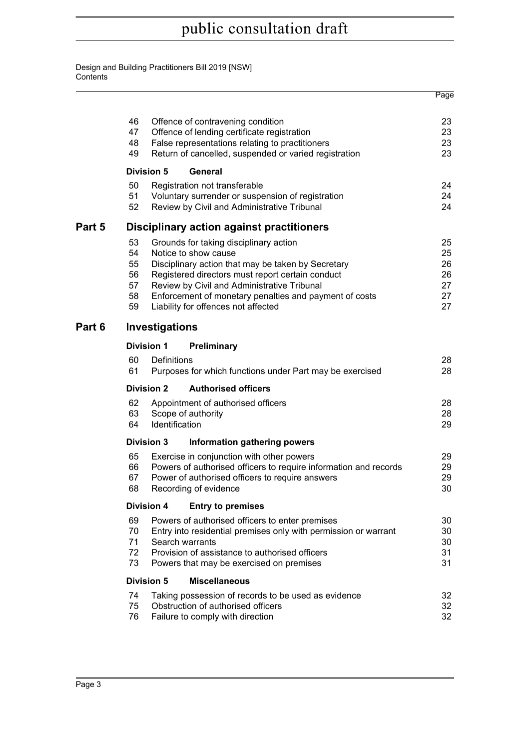| | | | Page |
|---|---|---|---|
| | 46 | Offence of contravening condition | 23 |
| | 47 | Offence of lending certificate registration | 23 |
| | 48 | False representations relating to practitioners | 23 |
| | 49 | Return of cancelled, suspended or varied registration | 23 |
| | **Division 5** | **General** | |
| | 50 | Registration not transferable | 24 |
| | 51 | Voluntary surrender or suspension of registration | 24 |
| | 52 | Review by Civil and Administrative Tribunal | 24 |
| **Part 5** | | **Disciplinary action against practitioners** | |
| | 53 | Grounds for taking disciplinary action | 25 |
| | 54 | Notice to show cause | 25 |
| | 55 | Disciplinary action that may be taken by Secretary | 26 |
| | 56 | Registered directors must report certain conduct | 26 |
| | 57 | Review by Civil and Administrative Tribunal | 27 |
| | 58 | Enforcement of monetary penalties and payment of costs | 27 |
| | 59 | Liability for offences not affected | 27 |
| **Part 6** | | **Investigations** | |
| | **Division 1** | **Preliminary** | |
| | 60 | Definitions | 28 |
| | 61 | Purposes for which functions under Part may be exercised | 28 |
| | **Division 2** | **Authorised officers** | |
| | 62 | Appointment of authorised officers | 28 |
| | 63 | Scope of authority | 28 |
| | 64 | Identification | 29 |
| | **Division 3** | **Information gathering powers** | |
| | 65 | Exercise in conjunction with other powers | 29 |
| | 66 | Powers of authorised officers to require information and records | 29 |
| | 67 | Power of authorised officers to require answers | 29 |
| | 68 | Recording of evidence | 30 |
| | **Division 4** | **Entry to premises** | |
| | 69 | Powers of authorised officers to enter premises | 30 |
| | 70 | Entry into residential premises only with permission or warrant | 30 |
| | 71 | Search warrants | 30 |
| | 72 | Provision of assistance to authorised officers | 31 |
| | 73 | Powers that may be exercised on premises | 31 |
| | **Division 5** | **Miscellaneous** | |
| | 74 | Taking possession of records to be used as evidence | 32 |
| | 75 | Obstruction of authorised officers | 32 |
| | 76 | Failure to comply with direction | 32 |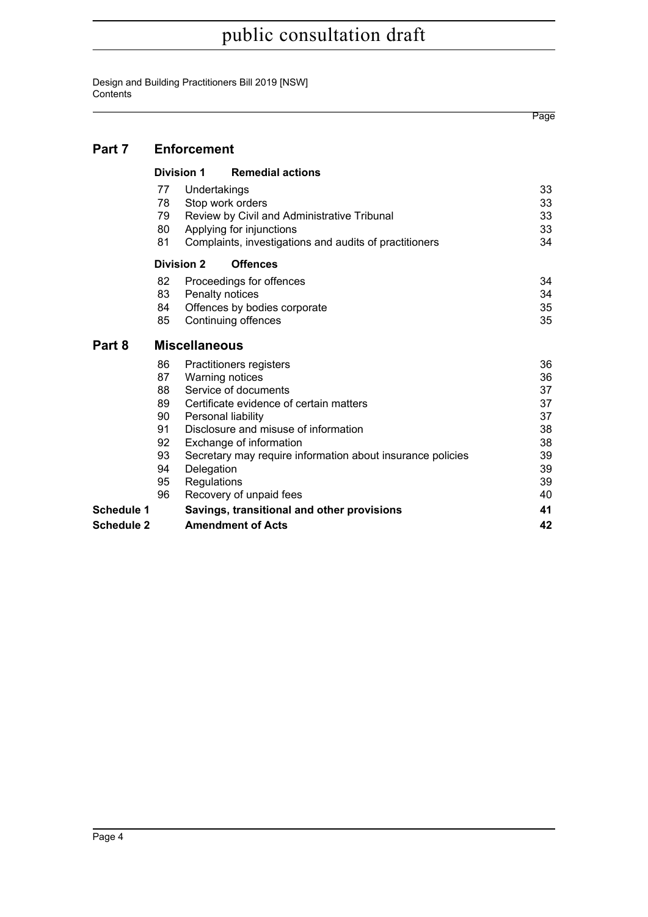| | | Page |
|---|---|---|
| **Part 7** | **Enforcement** | |
| | **Division 1 Remedial actions** | |
| 77 | Undertakings | 33 |
| 78 | Stop work orders | 33 |
| 79 | Review by Civil and Administrative Tribunal | 33 |
| 80 | Applying for injunctions | 33 |
| 81 | Complaints, investigations and audits of practitioners | 34 |
| | **Division 2 Offences** | |
| 82 | Proceedings for offences | 34 |
| 83 | Penalty notices | 34 |
| 84 | Offences by bodies corporate | 35 |
| 85 | Continuing offences | 35 |
| **Part 8** | **Miscellaneous** | |
| 86 | Practitioners registers | 36 |
| 87 | Warning notices | 36 |
| 88 | Service of documents | 37 |
| 89 | Certificate evidence of certain matters | 37 |
| 90 | Personal liability | 37 |
| 91 | Disclosure and misuse of information | 38 |
| 92 | Exchange of information | 38 |
| 93 | Secretary may require information about insurance policies | 39 |
| 94 | Delegation | 39 |
| 95 | Regulations | 39 |
| 96 | Recovery of unpaid fees | 40 |
| **Schedule 1** | **Savings, transitional and other provisions** | **41** |
| **Schedule 2** | **Amendment of Acts** | **42** |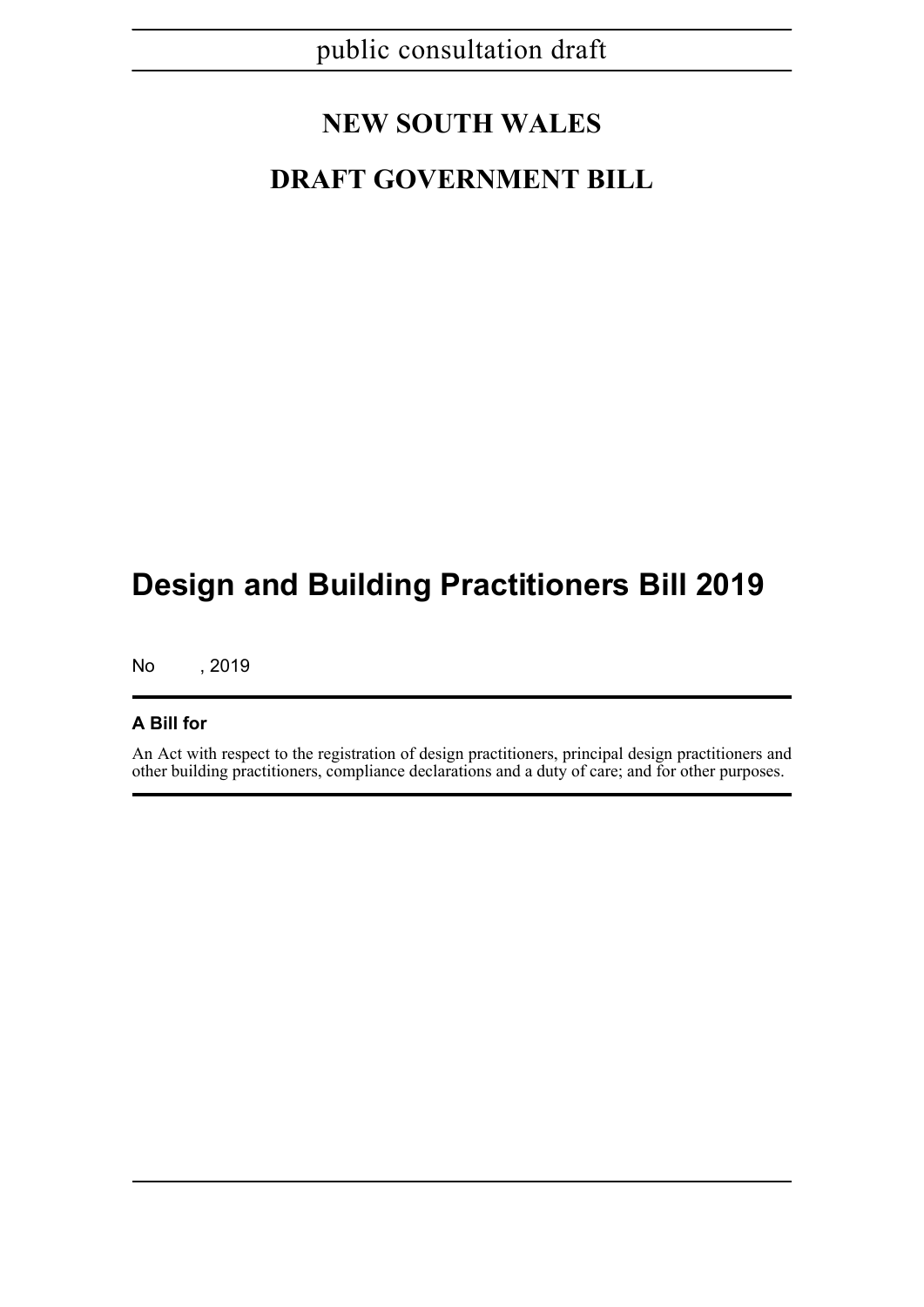public consultation draft

# NEW SOUTH WALES

# DRAFT GOVERNMENT BILL

# Design and Building Practitioners Bill 2019

No , 2019

**A Bill for**

An Act with respect to the registration of design practitioners, principal design practitioners and other building practitioners, compliance declarations and a duty of care; and for other purposes.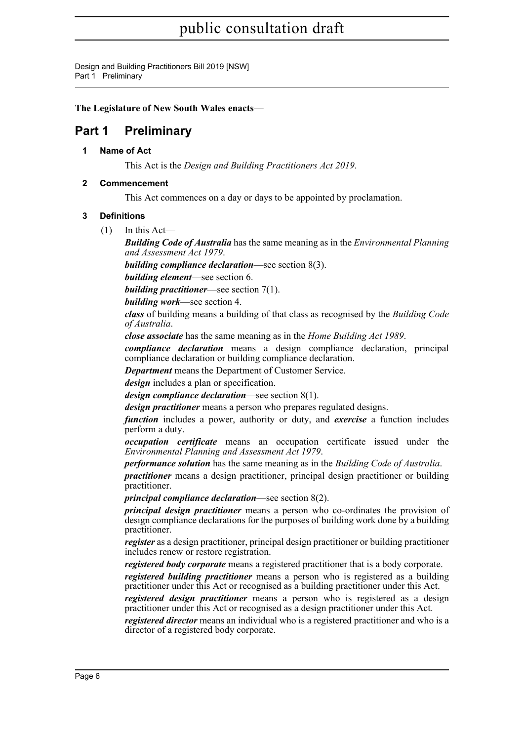**The Legislature of New South Wales enacts—**

# Part 1 Preliminary

### 1 Name of Act

This Act is the *Design and Building Practitioners Act 2019*.

### 2 Commencement

This Act commences on a day or days to be appointed by proclamation.

### 3 Definitions

(1) In this Act—

***Building Code of Australia*** has the same meaning as in the *Environmental Planning and Assessment Act 1979*.

***building compliance declaration***—see section 8(3).

***building element***—see section 6.

***building practitioner***—see section 7(1).

***building work***—see section 4.

***class*** of building means a building of that class as recognised by the *Building Code of Australia*.

***close associate*** has the same meaning as in the *Home Building Act 1989*.

***compliance declaration*** means a design compliance declaration, principal compliance declaration or building compliance declaration.

***Department*** means the Department of Customer Service.

***design*** includes a plan or specification.

***design compliance declaration***—see section 8(1).

***design practitioner*** means a person who prepares regulated designs.

***function*** includes a power, authority or duty, and ***exercise*** a function includes perform a duty.

***occupation certificate*** means an occupation certificate issued under the *Environmental Planning and Assessment Act 1979*.

***performance solution*** has the same meaning as in the *Building Code of Australia*.

***practitioner*** means a design practitioner, principal design practitioner or building practitioner.

***principal compliance declaration***—see section 8(2).

***principal design practitioner*** means a person who co-ordinates the provision of design compliance declarations for the purposes of building work done by a building practitioner.

***register*** as a design practitioner, principal design practitioner or building practitioner includes renew or restore registration.

***registered body corporate*** means a registered practitioner that is a body corporate.

***registered building practitioner*** means a person who is registered as a building practitioner under this Act or recognised as a building practitioner under this Act.

***registered design practitioner*** means a person who is registered as a design practitioner under this Act or recognised as a design practitioner under this Act.

***registered director*** means an individual who is a registered practitioner and who is a director of a registered body corporate.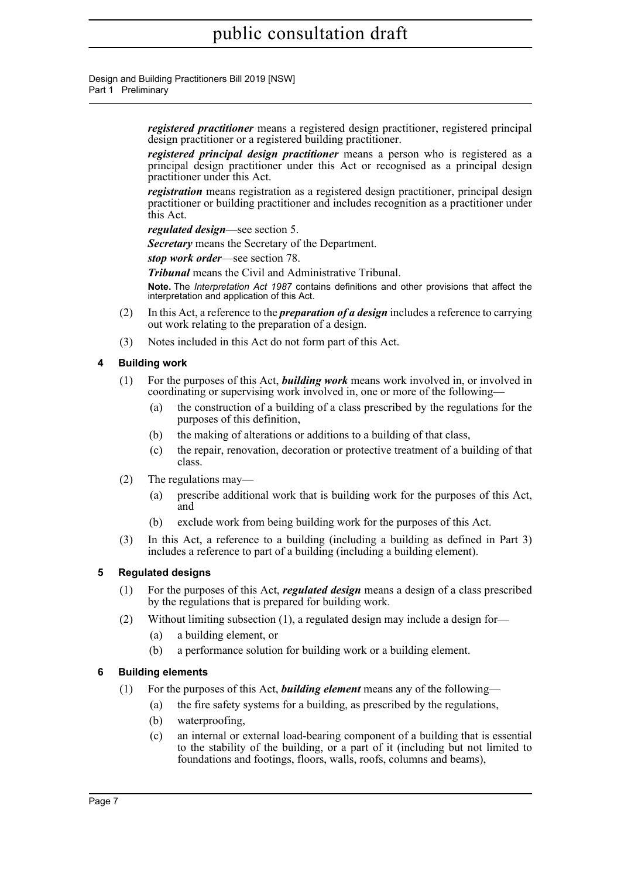***registered practitioner*** means a registered design practitioner, registered principal design practitioner or a registered building practitioner.

***registered principal design practitioner*** means a person who is registered as a principal design practitioner under this Act or recognised as a principal design practitioner under this Act.

***registration*** means registration as a registered design practitioner, principal design practitioner or building practitioner and includes recognition as a practitioner under this Act.

***regulated design***—see section 5.

***Secretary*** means the Secretary of the Department.

***stop work order***—see section 78.

***Tribunal*** means the Civil and Administrative Tribunal.

**Note.** The *Interpretation Act 1987* contains definitions and other provisions that affect the interpretation and application of this Act.

(2) In this Act, a reference to the ***preparation of a design*** includes a reference to carrying out work relating to the preparation of a design.

(3) Notes included in this Act do not form part of this Act.

### 4 Building work

(1) For the purposes of this Act, ***building work*** means work involved in, or involved in coordinating or supervising work involved in, one or more of the following—

- (a) the construction of a building of a class prescribed by the regulations for the purposes of this definition,
- (b) the making of alterations or additions to a building of that class,
- (c) the repair, renovation, decoration or protective treatment of a building of that class.

(2) The regulations may—

- (a) prescribe additional work that is building work for the purposes of this Act, and
- (b) exclude work from being building work for the purposes of this Act.

(3) In this Act, a reference to a building (including a building as defined in Part 3) includes a reference to part of a building (including a building element).

### 5 Regulated designs

(1) For the purposes of this Act, ***regulated design*** means a design of a class prescribed by the regulations that is prepared for building work.

(2) Without limiting subsection (1), a regulated design may include a design for—

- (a) a building element, or
- (b) a performance solution for building work or a building element.

### 6 Building elements

(1) For the purposes of this Act, ***building element*** means any of the following—

- (a) the fire safety systems for a building, as prescribed by the regulations,
- (b) waterproofing,
- (c) an internal or external load-bearing component of a building that is essential to the stability of the building, or a part of it (including but not limited to foundations and footings, floors, walls, roofs, columns and beams),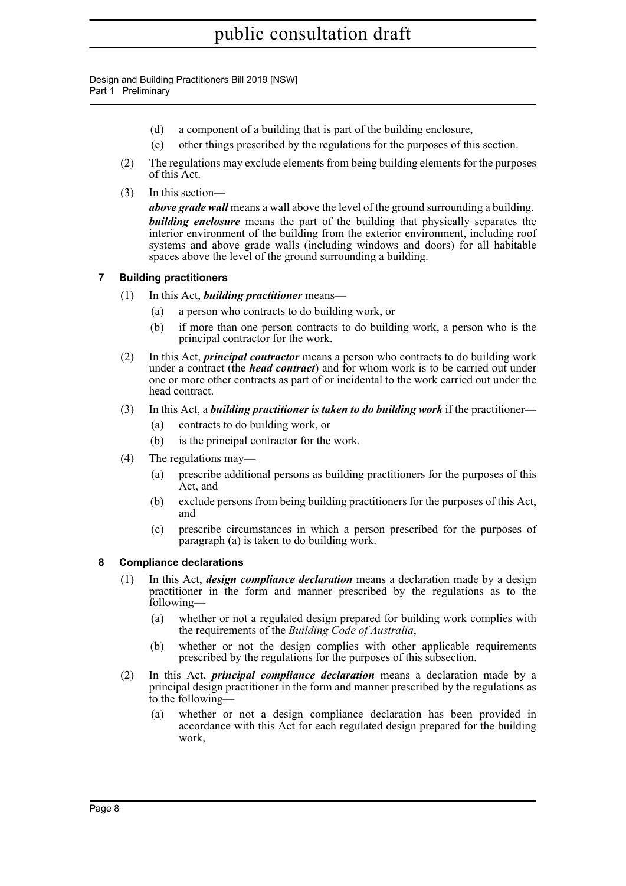(d) a component of a building that is part of the building enclosure,

(e) other things prescribed by the regulations for the purposes of this section.

(2) The regulations may exclude elements from being building elements for the purposes of this Act.

(3) In this section—

***above grade wall*** means a wall above the level of the ground surrounding a building.

***building enclosure*** means the part of the building that physically separates the interior environment of the building from the exterior environment, including roof systems and above grade walls (including windows and doors) for all habitable spaces above the level of the ground surrounding a building.

### 7 Building practitioners

(1) In this Act, ***building practitioner*** means—

(a) a person who contracts to do building work, or

(b) if more than one person contracts to do building work, a person who is the principal contractor for the work.

(2) In this Act, ***principal contractor*** means a person who contracts to do building work under a contract (the ***head contract***) and for whom work is to be carried out under one or more other contracts as part of or incidental to the work carried out under the head contract.

(3) In this Act, a ***building practitioner is taken to do building work*** if the practitioner—

(a) contracts to do building work, or

(b) is the principal contractor for the work.

(4) The regulations may—

(a) prescribe additional persons as building practitioners for the purposes of this Act, and

(b) exclude persons from being building practitioners for the purposes of this Act, and

(c) prescribe circumstances in which a person prescribed for the purposes of paragraph (a) is taken to do building work.

### 8 Compliance declarations

(1) In this Act, ***design compliance declaration*** means a declaration made by a design practitioner in the form and manner prescribed by the regulations as to the following—

(a) whether or not a regulated design prepared for building work complies with the requirements of the *Building Code of Australia*,

(b) whether or not the design complies with other applicable requirements prescribed by the regulations for the purposes of this subsection.

(2) In this Act, ***principal compliance declaration*** means a declaration made by a principal design practitioner in the form and manner prescribed by the regulations as to the following—

(a) whether or not a design compliance declaration has been provided in accordance with this Act for each regulated design prepared for the building work,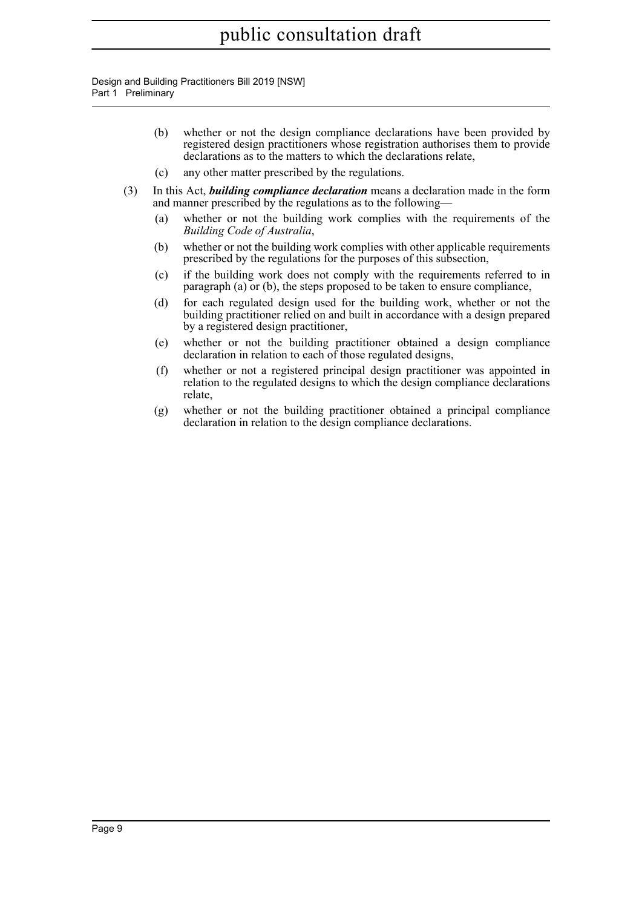(b) whether or not the design compliance declarations have been provided by registered design practitioners whose registration authorises them to provide declarations as to the matters to which the declarations relate,

(c) any other matter prescribed by the regulations.

(3) In this Act, ***building compliance declaration*** means a declaration made in the form and manner prescribed by the regulations as to the following—

(a) whether or not the building work complies with the requirements of the *Building Code of Australia*,

(b) whether or not the building work complies with other applicable requirements prescribed by the regulations for the purposes of this subsection,

(c) if the building work does not comply with the requirements referred to in paragraph (a) or (b), the steps proposed to be taken to ensure compliance,

(d) for each regulated design used for the building work, whether or not the building practitioner relied on and built in accordance with a design prepared by a registered design practitioner,

(e) whether or not the building practitioner obtained a design compliance declaration in relation to each of those regulated designs,

(f) whether or not a registered principal design practitioner was appointed in relation to the regulated designs to which the design compliance declarations relate,

(g) whether or not the building practitioner obtained a principal compliance declaration in relation to the design compliance declarations.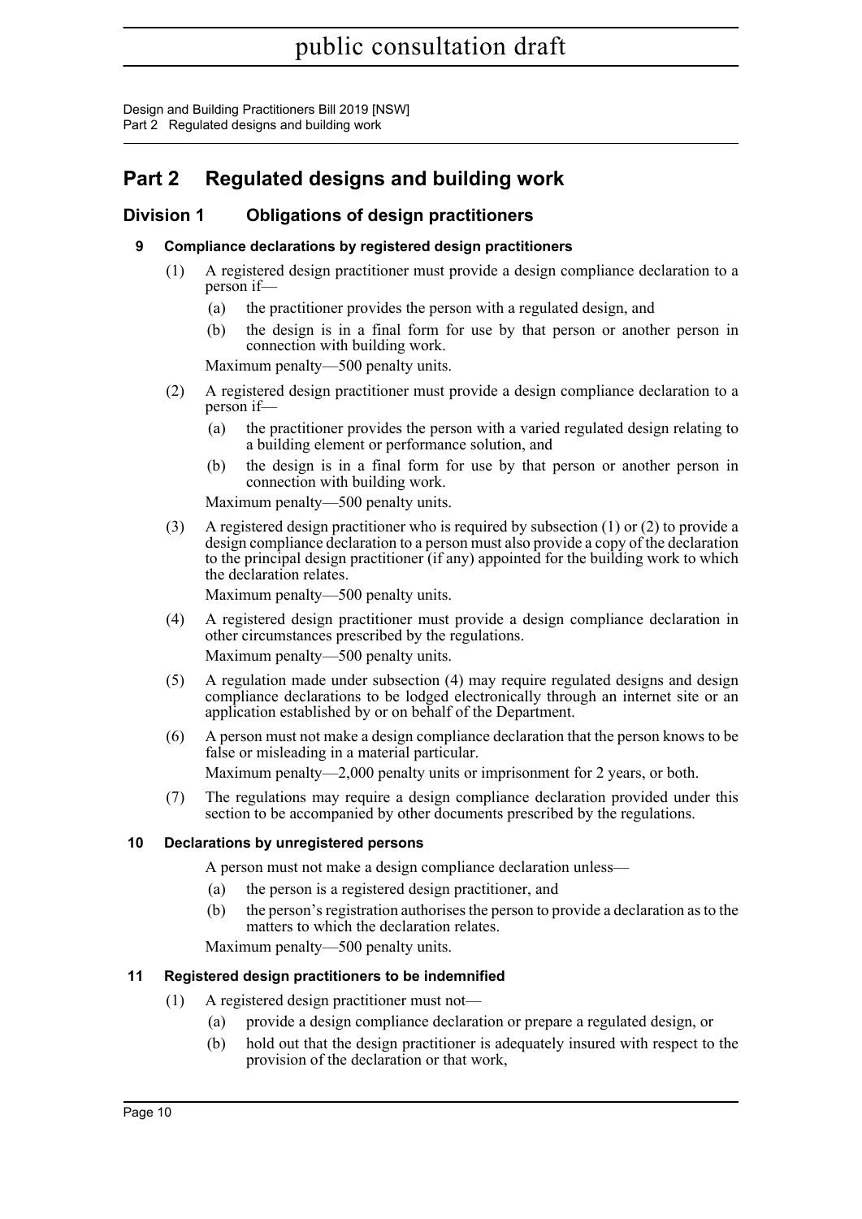# Part 2 Regulated designs and building work

## Division 1 Obligations of design practitioners

### 9 Compliance declarations by registered design practitioners

(1) A registered design practitioner must provide a design compliance declaration to a person if—

(a) the practitioner provides the person with a regulated design, and

(b) the design is in a final form for use by that person or another person in connection with building work.

Maximum penalty—500 penalty units.

(2) A registered design practitioner must provide a design compliance declaration to a person if—

(a) the practitioner provides the person with a varied regulated design relating to a building element or performance solution, and

(b) the design is in a final form for use by that person or another person in connection with building work.

Maximum penalty—500 penalty units.

(3) A registered design practitioner who is required by subsection (1) or (2) to provide a design compliance declaration to a person must also provide a copy of the declaration to the principal design practitioner (if any) appointed for the building work to which the declaration relates.

Maximum penalty—500 penalty units.

(4) A registered design practitioner must provide a design compliance declaration in other circumstances prescribed by the regulations.

Maximum penalty—500 penalty units.

(5) A regulation made under subsection (4) may require regulated designs and design compliance declarations to be lodged electronically through an internet site or an application established by or on behalf of the Department.

(6) A person must not make a design compliance declaration that the person knows to be false or misleading in a material particular.

Maximum penalty—2,000 penalty units or imprisonment for 2 years, or both.

(7) The regulations may require a design compliance declaration provided under this section to be accompanied by other documents prescribed by the regulations.

### 10 Declarations by unregistered persons

A person must not make a design compliance declaration unless—

(a) the person is a registered design practitioner, and

(b) the person's registration authorises the person to provide a declaration as to the matters to which the declaration relates.

Maximum penalty—500 penalty units.

### 11 Registered design practitioners to be indemnified

(1) A registered design practitioner must not—

(a) provide a design compliance declaration or prepare a regulated design, or

(b) hold out that the design practitioner is adequately insured with respect to the provision of the declaration or that work,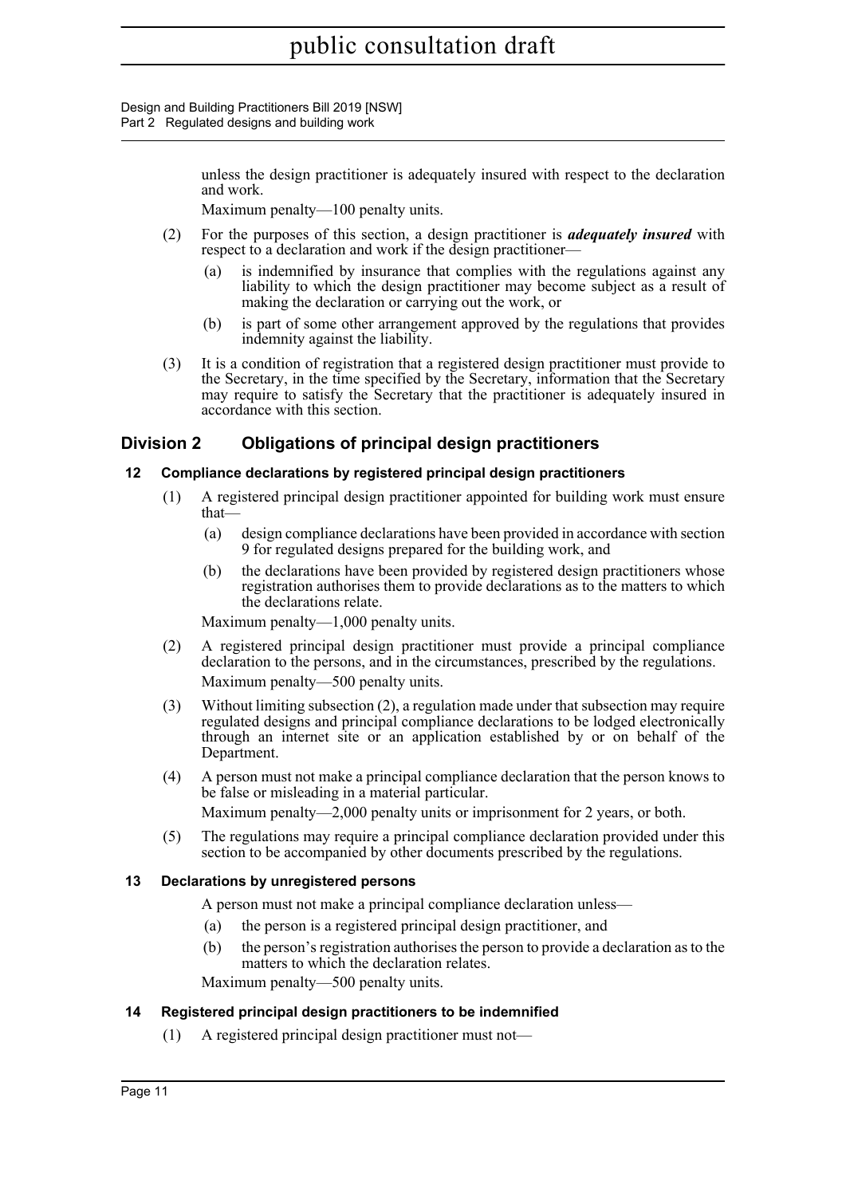unless the design practitioner is adequately insured with respect to the declaration and work.

Maximum penalty—100 penalty units.

(2) For the purposes of this section, a design practitioner is ***adequately insured*** with respect to a declaration and work if the design practitioner—

(a) is indemnified by insurance that complies with the regulations against any liability to which the design practitioner may become subject as a result of making the declaration or carrying out the work, or

(b) is part of some other arrangement approved by the regulations that provides indemnity against the liability.

(3) It is a condition of registration that a registered design practitioner must provide to the Secretary, in the time specified by the Secretary, information that the Secretary may require to satisfy the Secretary that the practitioner is adequately insured in accordance with this section.

## Division 2 Obligations of principal design practitioners

### 12 Compliance declarations by registered principal design practitioners

(1) A registered principal design practitioner appointed for building work must ensure that—

(a) design compliance declarations have been provided in accordance with section 9 for regulated designs prepared for the building work, and

(b) the declarations have been provided by registered design practitioners whose registration authorises them to provide declarations as to the matters to which the declarations relate.

Maximum penalty—1,000 penalty units.

(2) A registered principal design practitioner must provide a principal compliance declaration to the persons, and in the circumstances, prescribed by the regulations.

Maximum penalty—500 penalty units.

(3) Without limiting subsection (2), a regulation made under that subsection may require regulated designs and principal compliance declarations to be lodged electronically through an internet site or an application established by or on behalf of the Department.

(4) A person must not make a principal compliance declaration that the person knows to be false or misleading in a material particular.

Maximum penalty—2,000 penalty units or imprisonment for 2 years, or both.

(5) The regulations may require a principal compliance declaration provided under this section to be accompanied by other documents prescribed by the regulations.

### 13 Declarations by unregistered persons

A person must not make a principal compliance declaration unless—

(a) the person is a registered principal design practitioner, and

(b) the person's registration authorises the person to provide a declaration as to the matters to which the declaration relates.

Maximum penalty—500 penalty units.

### 14 Registered principal design practitioners to be indemnified

(1) A registered principal design practitioner must not—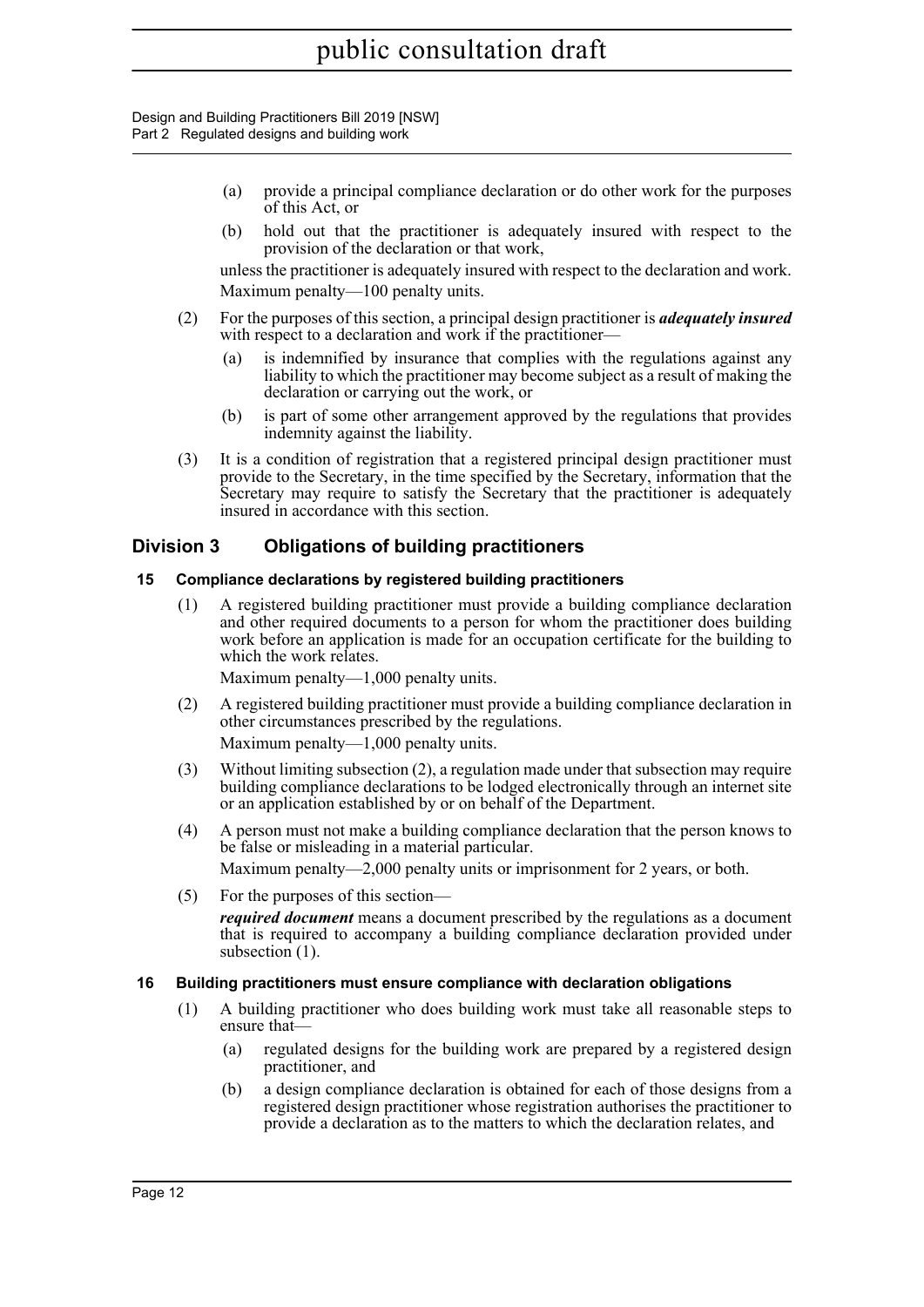(a) provide a principal compliance declaration or do other work for the purposes of this Act, or

(b) hold out that the practitioner is adequately insured with respect to the provision of the declaration or that work,

unless the practitioner is adequately insured with respect to the declaration and work.

Maximum penalty—100 penalty units.

(2) For the purposes of this section, a principal design practitioner is ***adequately insured*** with respect to a declaration and work if the practitioner—

(a) is indemnified by insurance that complies with the regulations against any liability to which the practitioner may become subject as a result of making the declaration or carrying out the work, or

(b) is part of some other arrangement approved by the regulations that provides indemnity against the liability.

(3) It is a condition of registration that a registered principal design practitioner must provide to the Secretary, in the time specified by the Secretary, information that the Secretary may require to satisfy the Secretary that the practitioner is adequately insured in accordance with this section.

## Division 3 Obligations of building practitioners

### 15 Compliance declarations by registered building practitioners

(1) A registered building practitioner must provide a building compliance declaration and other required documents to a person for whom the practitioner does building work before an application is made for an occupation certificate for the building to which the work relates.

Maximum penalty—1,000 penalty units.

(2) A registered building practitioner must provide a building compliance declaration in other circumstances prescribed by the regulations.

Maximum penalty—1,000 penalty units.

(3) Without limiting subsection (2), a regulation made under that subsection may require building compliance declarations to be lodged electronically through an internet site or an application established by or on behalf of the Department.

(4) A person must not make a building compliance declaration that the person knows to be false or misleading in a material particular.

Maximum penalty—2,000 penalty units or imprisonment for 2 years, or both.

(5) For the purposes of this section—

***required document*** means a document prescribed by the regulations as a document that is required to accompany a building compliance declaration provided under subsection (1).

### 16 Building practitioners must ensure compliance with declaration obligations

(1) A building practitioner who does building work must take all reasonable steps to ensure that—

(a) regulated designs for the building work are prepared by a registered design practitioner, and

(b) a design compliance declaration is obtained for each of those designs from a registered design practitioner whose registration authorises the practitioner to provide a declaration as to the matters to which the declaration relates, and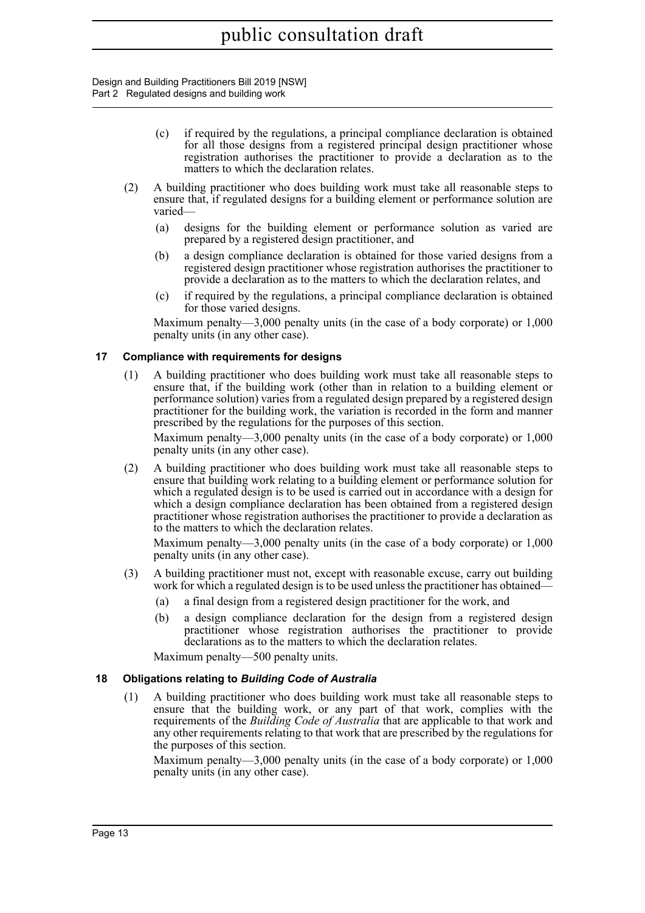(c) if required by the regulations, a principal compliance declaration is obtained for all those designs from a registered principal design practitioner whose registration authorises the practitioner to provide a declaration as to the matters to which the declaration relates.

(2) A building practitioner who does building work must take all reasonable steps to ensure that, if regulated designs for a building element or performance solution are varied—

(a) designs for the building element or performance solution as varied are prepared by a registered design practitioner, and

(b) a design compliance declaration is obtained for those varied designs from a registered design practitioner whose registration authorises the practitioner to provide a declaration as to the matters to which the declaration relates, and

(c) if required by the regulations, a principal compliance declaration is obtained for those varied designs.

Maximum penalty—3,000 penalty units (in the case of a body corporate) or 1,000 penalty units (in any other case).

### 17 Compliance with requirements for designs

(1) A building practitioner who does building work must take all reasonable steps to ensure that, if the building work (other than in relation to a building element or performance solution) varies from a regulated design prepared by a registered design practitioner for the building work, the variation is recorded in the form and manner prescribed by the regulations for the purposes of this section.

Maximum penalty—3,000 penalty units (in the case of a body corporate) or 1,000 penalty units (in any other case).

(2) A building practitioner who does building work must take all reasonable steps to ensure that building work relating to a building element or performance solution for which a regulated design is to be used is carried out in accordance with a design for which a design compliance declaration has been obtained from a registered design practitioner whose registration authorises the practitioner to provide a declaration as to the matters to which the declaration relates.

Maximum penalty—3,000 penalty units (in the case of a body corporate) or 1,000 penalty units (in any other case).

(3) A building practitioner must not, except with reasonable excuse, carry out building work for which a regulated design is to be used unless the practitioner has obtained—

(a) a final design from a registered design practitioner for the work, and

(b) a design compliance declaration for the design from a registered design practitioner whose registration authorises the practitioner to provide declarations as to the matters to which the declaration relates.

Maximum penalty—500 penalty units.

### 18 Obligations relating to *Building Code of Australia*

(1) A building practitioner who does building work must take all reasonable steps to ensure that the building work, or any part of that work, complies with the requirements of the *Building Code of Australia* that are applicable to that work and any other requirements relating to that work that are prescribed by the regulations for the purposes of this section.

Maximum penalty—3,000 penalty units (in the case of a body corporate) or 1,000 penalty units (in any other case).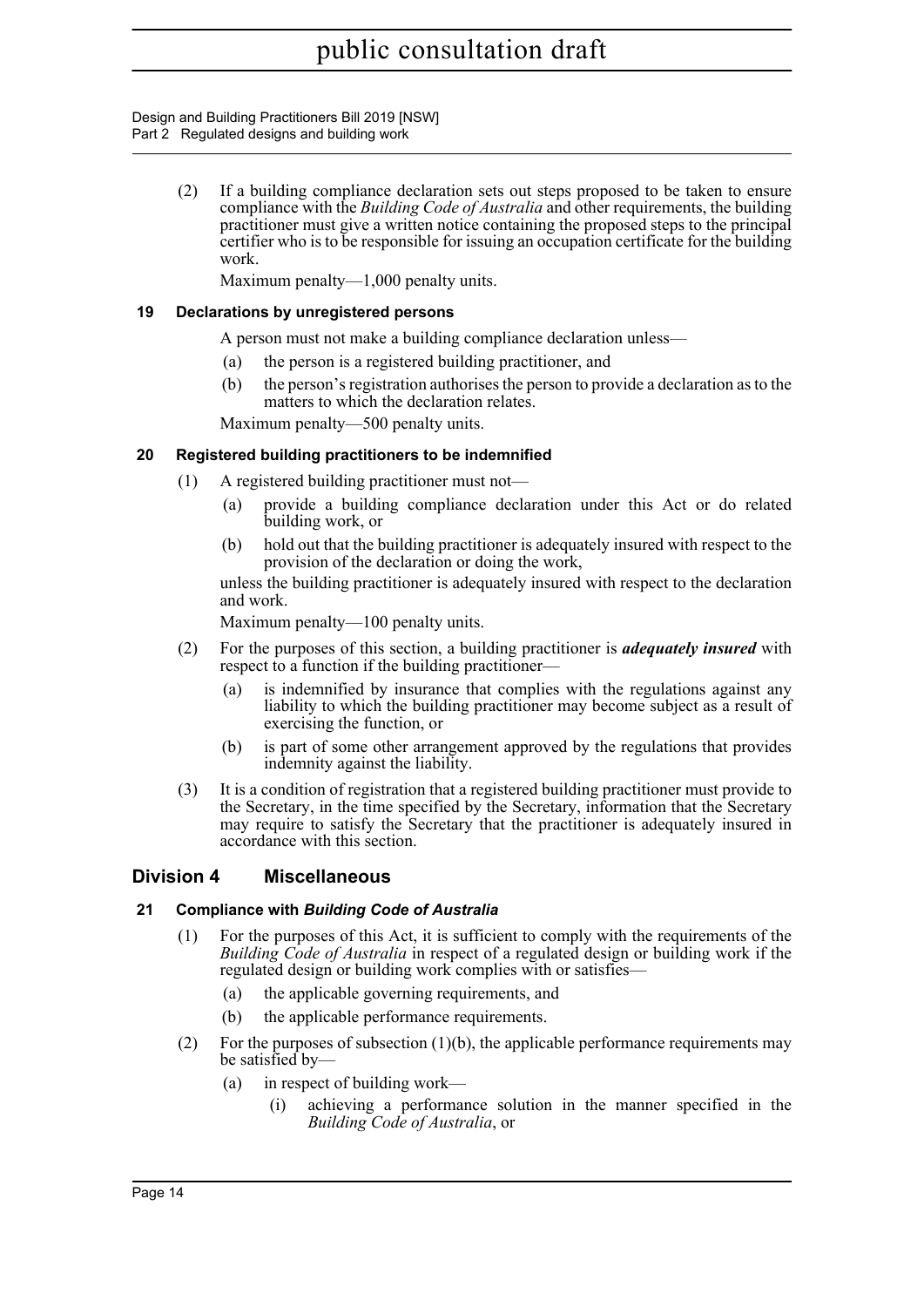(2) If a building compliance declaration sets out steps proposed to be taken to ensure compliance with the *Building Code of Australia* and other requirements, the building practitioner must give a written notice containing the proposed steps to the principal certifier who is to be responsible for issuing an occupation certificate for the building work.

Maximum penalty—1,000 penalty units.

### 19 Declarations by unregistered persons

A person must not make a building compliance declaration unless—

(a) the person is a registered building practitioner, and

(b) the person's registration authorises the person to provide a declaration as to the matters to which the declaration relates.

Maximum penalty—500 penalty units.

### 20 Registered building practitioners to be indemnified

(1) A registered building practitioner must not—

(a) provide a building compliance declaration under this Act or do related building work, or

(b) hold out that the building practitioner is adequately insured with respect to the provision of the declaration or doing the work,

unless the building practitioner is adequately insured with respect to the declaration and work.

Maximum penalty—100 penalty units.

(2) For the purposes of this section, a building practitioner is ***adequately insured*** with respect to a function if the building practitioner—

(a) is indemnified by insurance that complies with the regulations against any liability to which the building practitioner may become subject as a result of exercising the function, or

(b) is part of some other arrangement approved by the regulations that provides indemnity against the liability.

(3) It is a condition of registration that a registered building practitioner must provide to the Secretary, in the time specified by the Secretary, information that the Secretary may require to satisfy the Secretary that the practitioner is adequately insured in accordance with this section.

## Division 4 Miscellaneous

### 21 Compliance with *Building Code of Australia*

(1) For the purposes of this Act, it is sufficient to comply with the requirements of the *Building Code of Australia* in respect of a regulated design or building work if the regulated design or building work complies with or satisfies—

(a) the applicable governing requirements, and

(b) the applicable performance requirements.

(2) For the purposes of subsection (1)(b), the applicable performance requirements may be satisfied by—

(a) in respect of building work—

(i) achieving a performance solution in the manner specified in the *Building Code of Australia*, or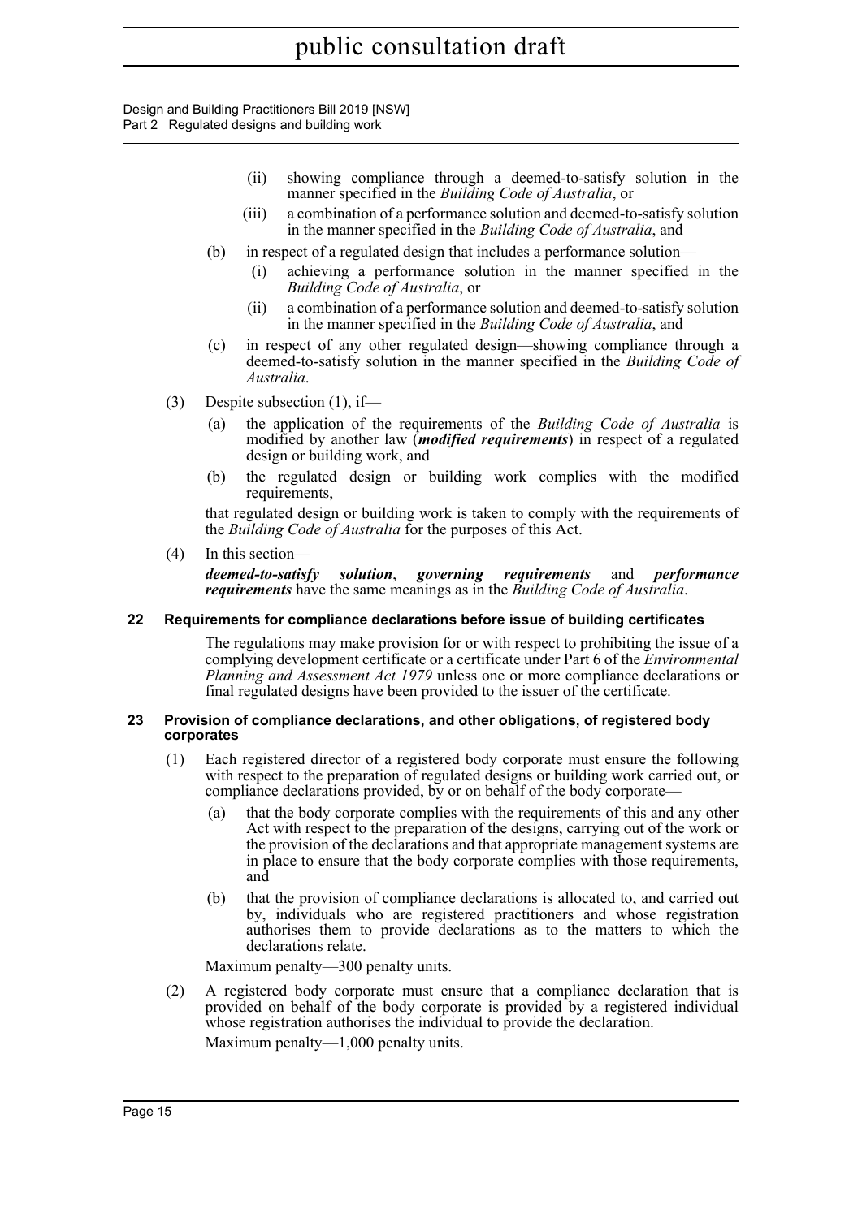(ii) showing compliance through a deemed-to-satisfy solution in the manner specified in the *Building Code of Australia*, or

(iii) a combination of a performance solution and deemed-to-satisfy solution in the manner specified in the *Building Code of Australia*, and

(b) in respect of a regulated design that includes a performance solution—

(i) achieving a performance solution in the manner specified in the *Building Code of Australia*, or

(ii) a combination of a performance solution and deemed-to-satisfy solution in the manner specified in the *Building Code of Australia*, and

(c) in respect of any other regulated design—showing compliance through a deemed-to-satisfy solution in the manner specified in the *Building Code of Australia*.

(3) Despite subsection (1), if—

(a) the application of the requirements of the *Building Code of Australia* is modified by another law (***modified requirements***) in respect of a regulated design or building work, and

(b) the regulated design or building work complies with the modified requirements,

that regulated design or building work is taken to comply with the requirements of the *Building Code of Australia* for the purposes of this Act.

(4) In this section—

***deemed-to-satisfy solution***, ***governing requirements*** and ***performance requirements*** have the same meanings as in the *Building Code of Australia*.

### 22 Requirements for compliance declarations before issue of building certificates

The regulations may make provision for or with respect to prohibiting the issue of a complying development certificate or a certificate under Part 6 of the *Environmental Planning and Assessment Act 1979* unless one or more compliance declarations or final regulated designs have been provided to the issuer of the certificate.

### 23 Provision of compliance declarations, and other obligations, of registered body corporates

(1) Each registered director of a registered body corporate must ensure the following with respect to the preparation of regulated designs or building work carried out, or compliance declarations provided, by or on behalf of the body corporate—

(a) that the body corporate complies with the requirements of this and any other Act with respect to the preparation of the designs, carrying out of the work or the provision of the declarations and that appropriate management systems are in place to ensure that the body corporate complies with those requirements, and

(b) that the provision of compliance declarations is allocated to, and carried out by, individuals who are registered practitioners and whose registration authorises them to provide declarations as to the matters to which the declarations relate.

Maximum penalty—300 penalty units.

(2) A registered body corporate must ensure that a compliance declaration that is provided on behalf of the body corporate is provided by a registered individual whose registration authorises the individual to provide the declaration.

Maximum penalty—1,000 penalty units.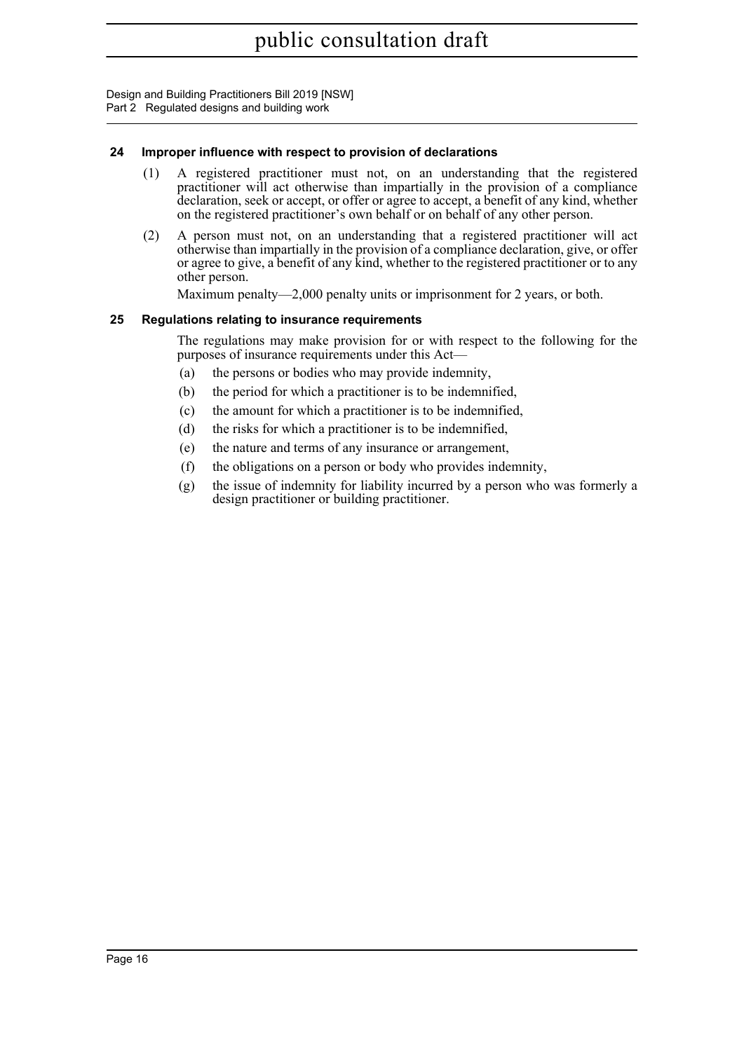### 24 Improper influence with respect to provision of declarations

(1) A registered practitioner must not, on an understanding that the registered practitioner will act otherwise than impartially in the provision of a compliance declaration, seek or accept, or offer or agree to accept, a benefit of any kind, whether on the registered practitioner's own behalf or on behalf of any other person.

(2) A person must not, on an understanding that a registered practitioner will act otherwise than impartially in the provision of a compliance declaration, give, or offer or agree to give, a benefit of any kind, whether to the registered practitioner or to any other person.

Maximum penalty—2,000 penalty units or imprisonment for 2 years, or both.

### 25 Regulations relating to insurance requirements

The regulations may make provision for or with respect to the following for the purposes of insurance requirements under this Act—

(a) the persons or bodies who may provide indemnity,

(b) the period for which a practitioner is to be indemnified,

(c) the amount for which a practitioner is to be indemnified,

(d) the risks for which a practitioner is to be indemnified,

(e) the nature and terms of any insurance or arrangement,

(f) the obligations on a person or body who provides indemnity,

(g) the issue of indemnity for liability incurred by a person who was formerly a design practitioner or building practitioner.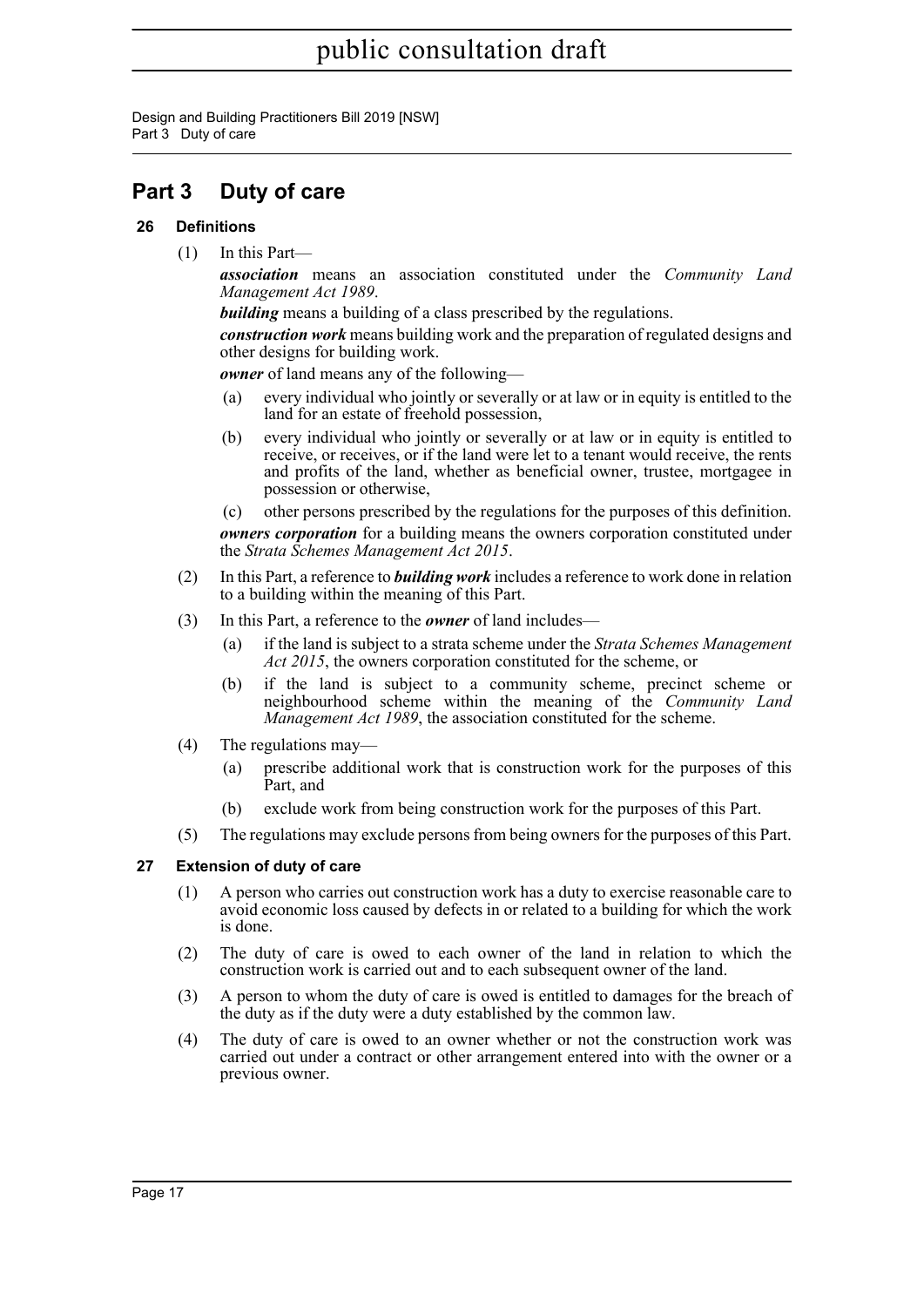# Part 3 Duty of care

## 26 Definitions

(1) In this Part—

***association*** means an association constituted under the *Community Land Management Act 1989*.

***building*** means a building of a class prescribed by the regulations.

***construction work*** means building work and the preparation of regulated designs and other designs for building work.

***owner*** of land means any of the following—

- (a) every individual who jointly or severally or at law or in equity is entitled to the land for an estate of freehold possession,
- (b) every individual who jointly or severally or at law or in equity is entitled to receive, or receives, or if the land were let to a tenant would receive, the rents and profits of the land, whether as beneficial owner, trustee, mortgagee in possession or otherwise,
- (c) other persons prescribed by the regulations for the purposes of this definition.

***owners corporation*** for a building means the owners corporation constituted under the *Strata Schemes Management Act 2015*.

(2) In this Part, a reference to ***building work*** includes a reference to work done in relation to a building within the meaning of this Part.

(3) In this Part, a reference to the ***owner*** of land includes—

- (a) if the land is subject to a strata scheme under the *Strata Schemes Management Act 2015*, the owners corporation constituted for the scheme, or
- (b) if the land is subject to a community scheme, precinct scheme or neighbourhood scheme within the meaning of the *Community Land Management Act 1989*, the association constituted for the scheme.

(4) The regulations may—

- (a) prescribe additional work that is construction work for the purposes of this Part, and
- (b) exclude work from being construction work for the purposes of this Part.

(5) The regulations may exclude persons from being owners for the purposes of this Part.

## 27 Extension of duty of care

(1) A person who carries out construction work has a duty to exercise reasonable care to avoid economic loss caused by defects in or related to a building for which the work is done.

(2) The duty of care is owed to each owner of the land in relation to which the construction work is carried out and to each subsequent owner of the land.

(3) A person to whom the duty of care is owed is entitled to damages for the breach of the duty as if the duty were a duty established by the common law.

(4) The duty of care is owed to an owner whether or not the construction work was carried out under a contract or other arrangement entered into with the owner or a previous owner.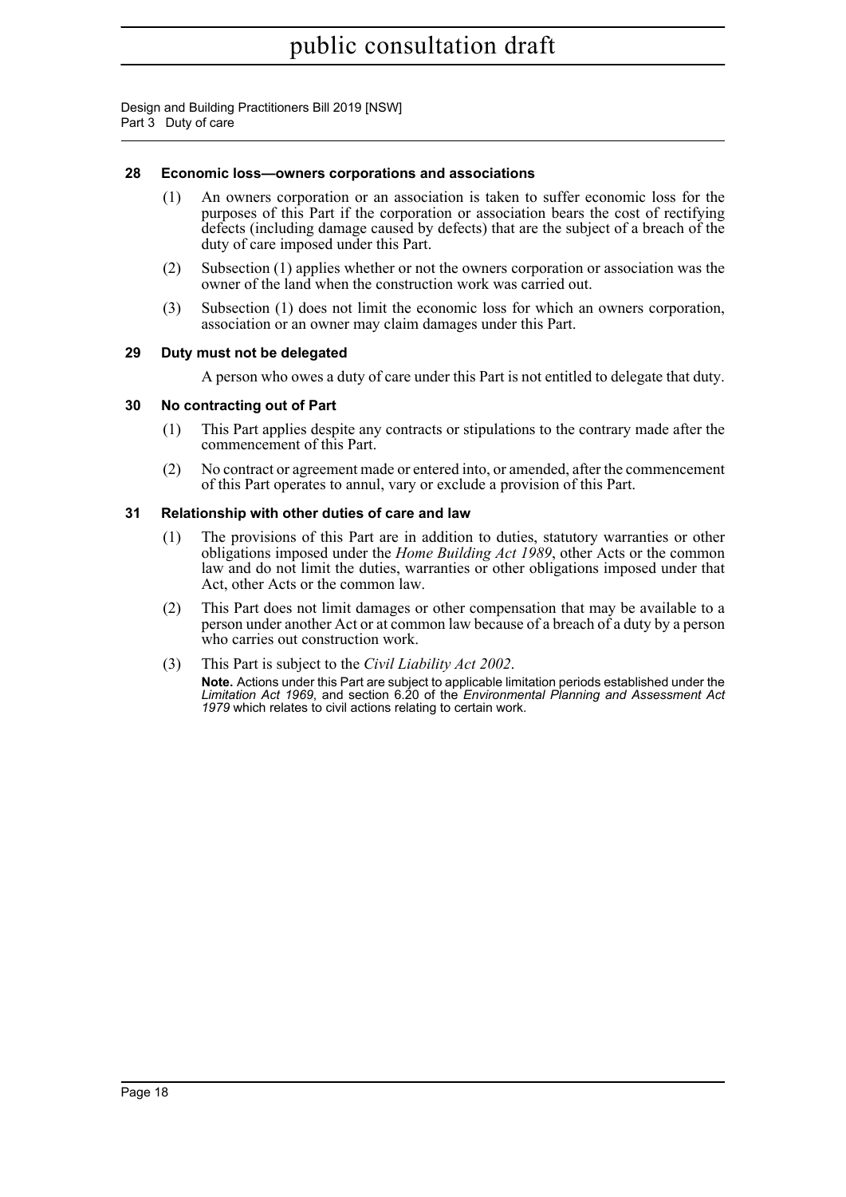#### 28 Economic loss—owners corporations and associations

(1) An owners corporation or an association is taken to suffer economic loss for the purposes of this Part if the corporation or association bears the cost of rectifying defects (including damage caused by defects) that are the subject of a breach of the duty of care imposed under this Part.

(2) Subsection (1) applies whether or not the owners corporation or association was the owner of the land when the construction work was carried out.

(3) Subsection (1) does not limit the economic loss for which an owners corporation, association or an owner may claim damages under this Part.

#### 29 Duty must not be delegated

A person who owes a duty of care under this Part is not entitled to delegate that duty.

#### 30 No contracting out of Part

(1) This Part applies despite any contracts or stipulations to the contrary made after the commencement of this Part.

(2) No contract or agreement made or entered into, or amended, after the commencement of this Part operates to annul, vary or exclude a provision of this Part.

#### 31 Relationship with other duties of care and law

(1) The provisions of this Part are in addition to duties, statutory warranties or other obligations imposed under the *Home Building Act 1989*, other Acts or the common law and do not limit the duties, warranties or other obligations imposed under that Act, other Acts or the common law.

(2) This Part does not limit damages or other compensation that may be available to a person under another Act or at common law because of a breach of a duty by a person who carries out construction work.

(3) This Part is subject to the *Civil Liability Act 2002*.

**Note.** Actions under this Part are subject to applicable limitation periods established under the *Limitation Act 1969*, and section 6.20 of the *Environmental Planning and Assessment Act 1979* which relates to civil actions relating to certain work.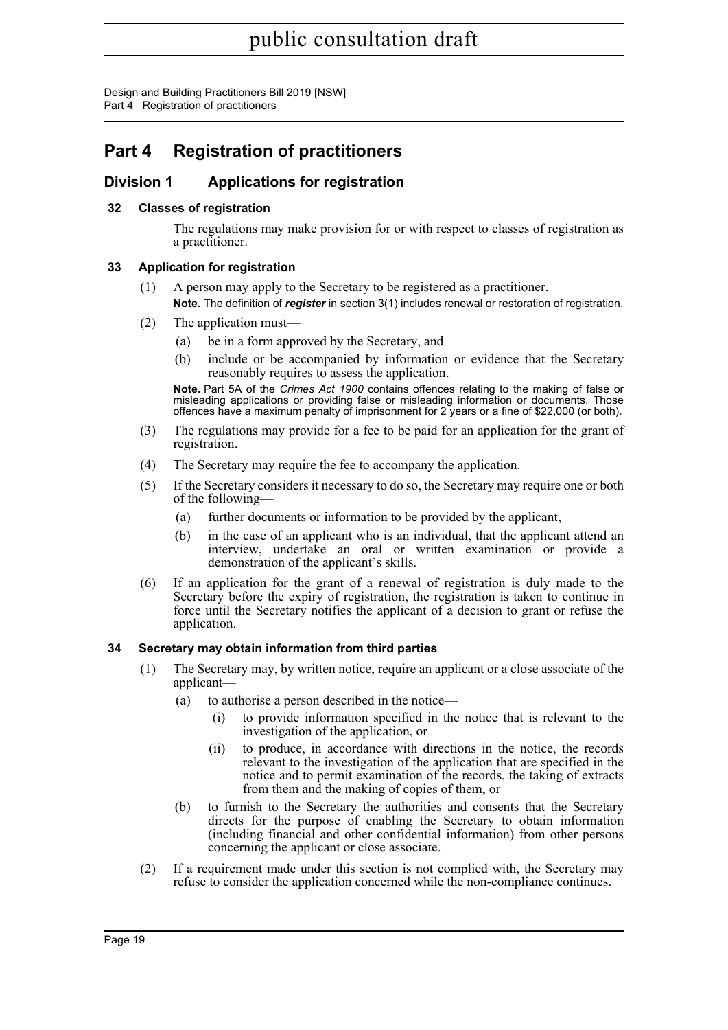# Part 4 Registration of practitioners

## Division 1 Applications for registration

### 32 Classes of registration

The regulations may make provision for or with respect to classes of registration as a practitioner.

### 33 Application for registration

(1) A person may apply to the Secretary to be registered as a practitioner.

**Note.** The definition of ***register*** in section 3(1) includes renewal or restoration of registration.

(2) The application must—

(a) be in a form approved by the Secretary, and

(b) include or be accompanied by information or evidence that the Secretary reasonably requires to assess the application.

**Note.** Part 5A of the *Crimes Act 1900* contains offences relating to the making of false or misleading applications or providing false or misleading information or documents. Those offences have a maximum penalty of imprisonment for 2 years or a fine of $22,000 (or both).

(3) The regulations may provide for a fee to be paid for an application for the grant of registration.

(4) The Secretary may require the fee to accompany the application.

(5) If the Secretary considers it necessary to do so, the Secretary may require one or both of the following—

(a) further documents or information to be provided by the applicant,

(b) in the case of an applicant who is an individual, that the applicant attend an interview, undertake an oral or written examination or provide a demonstration of the applicant's skills.

(6) If an application for the grant of a renewal of registration is duly made to the Secretary before the expiry of registration, the registration is taken to continue in force until the Secretary notifies the applicant of a decision to grant or refuse the application.

### 34 Secretary may obtain information from third parties

(1) The Secretary may, by written notice, require an applicant or a close associate of the applicant—

(a) to authorise a person described in the notice—

(i) to provide information specified in the notice that is relevant to the investigation of the application, or

(ii) to produce, in accordance with directions in the notice, the records relevant to the investigation of the application that are specified in the notice and to permit examination of the records, the taking of extracts from them and the making of copies of them, or

(b) to furnish to the Secretary the authorities and consents that the Secretary directs for the purpose of enabling the Secretary to obtain information (including financial and other confidential information) from other persons concerning the applicant or close associate.

(2) If a requirement made under this section is not complied with, the Secretary may refuse to consider the application concerned while the non-compliance continues.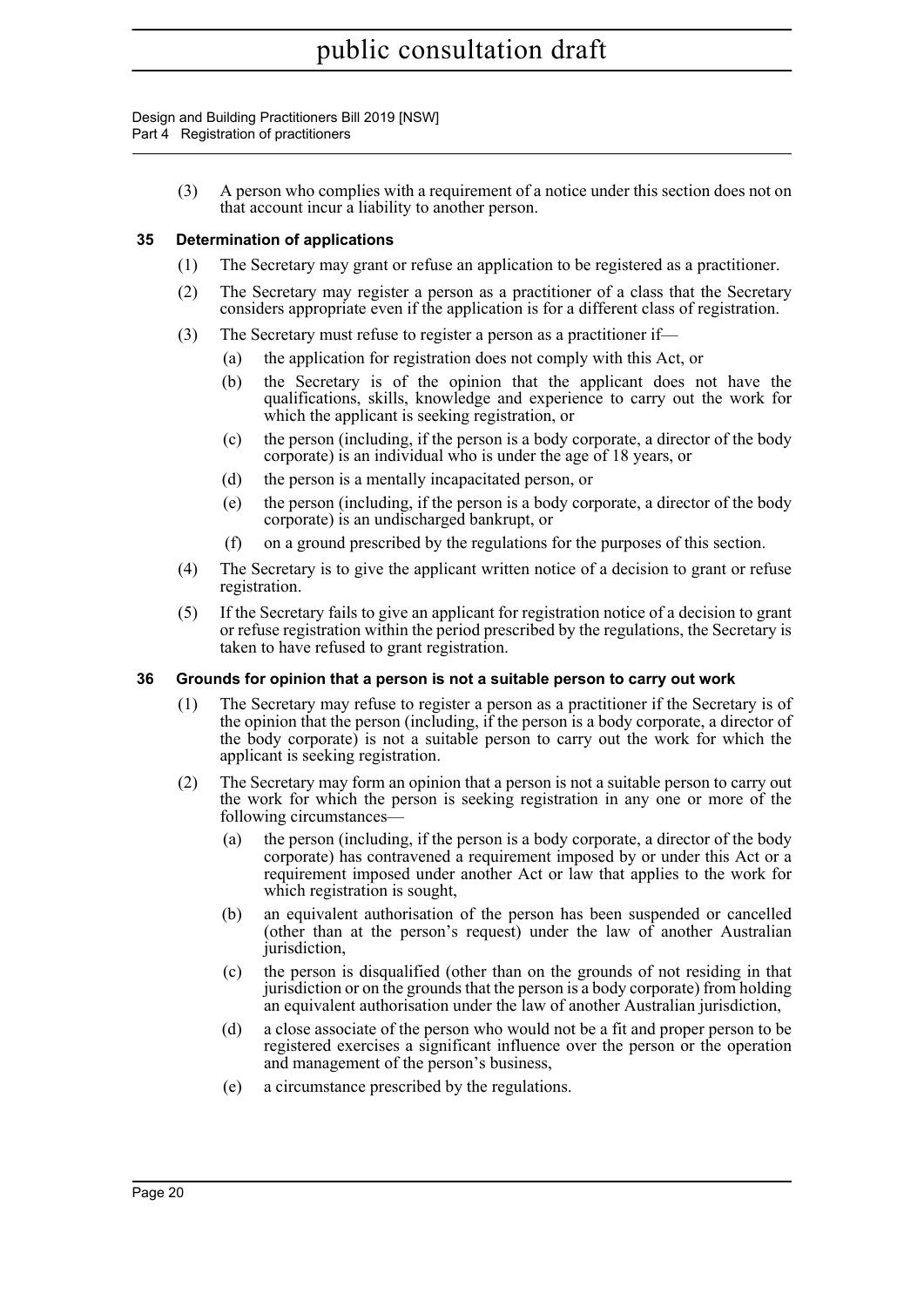(3) A person who complies with a requirement of a notice under this section does not on that account incur a liability to another person.

### 35 Determination of applications

(1) The Secretary may grant or refuse an application to be registered as a practitioner.

(2) The Secretary may register a person as a practitioner of a class that the Secretary considers appropriate even if the application is for a different class of registration.

(3) The Secretary must refuse to register a person as a practitioner if—

- (a) the application for registration does not comply with this Act, or
- (b) the Secretary is of the opinion that the applicant does not have the qualifications, skills, knowledge and experience to carry out the work for which the applicant is seeking registration, or
- (c) the person (including, if the person is a body corporate, a director of the body corporate) is an individual who is under the age of 18 years, or
- (d) the person is a mentally incapacitated person, or
- (e) the person (including, if the person is a body corporate, a director of the body corporate) is an undischarged bankrupt, or
- (f) on a ground prescribed by the regulations for the purposes of this section.

(4) The Secretary is to give the applicant written notice of a decision to grant or refuse registration.

(5) If the Secretary fails to give an applicant for registration notice of a decision to grant or refuse registration within the period prescribed by the regulations, the Secretary is taken to have refused to grant registration.

### 36 Grounds for opinion that a person is not a suitable person to carry out work

(1) The Secretary may refuse to register a person as a practitioner if the Secretary is of the opinion that the person (including, if the person is a body corporate, a director of the body corporate) is not a suitable person to carry out the work for which the applicant is seeking registration.

(2) The Secretary may form an opinion that a person is not a suitable person to carry out the work for which the person is seeking registration in any one or more of the following circumstances—

- (a) the person (including, if the person is a body corporate, a director of the body corporate) has contravened a requirement imposed by or under this Act or a requirement imposed under another Act or law that applies to the work for which registration is sought,
- (b) an equivalent authorisation of the person has been suspended or cancelled (other than at the person's request) under the law of another Australian jurisdiction,
- (c) the person is disqualified (other than on the grounds of not residing in that jurisdiction or on the grounds that the person is a body corporate) from holding an equivalent authorisation under the law of another Australian jurisdiction,
- (d) a close associate of the person who would not be a fit and proper person to be registered exercises a significant influence over the person or the operation and management of the person's business,
- (e) a circumstance prescribed by the regulations.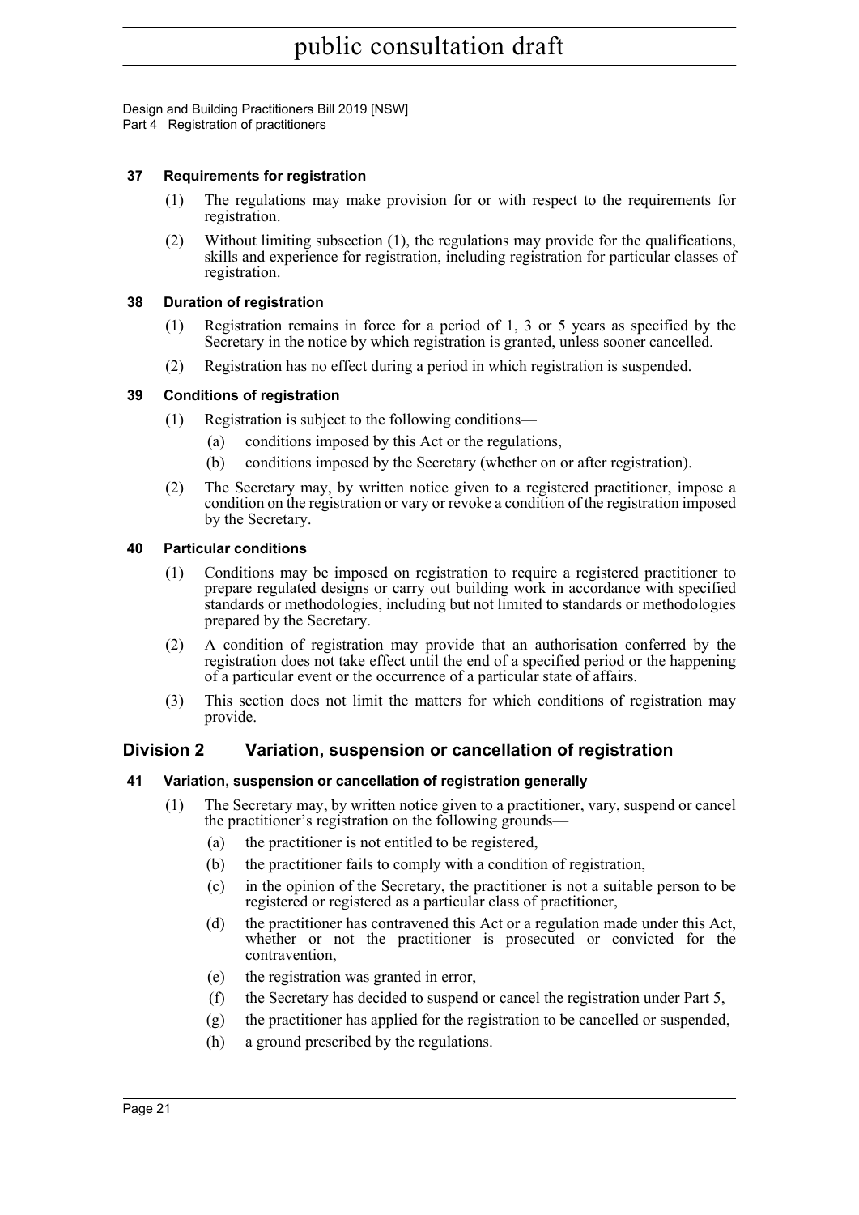### 37 Requirements for registration

(1) The regulations may make provision for or with respect to the requirements for registration.

(2) Without limiting subsection (1), the regulations may provide for the qualifications, skills and experience for registration, including registration for particular classes of registration.

### 38 Duration of registration

(1) Registration remains in force for a period of 1, 3 or 5 years as specified by the Secretary in the notice by which registration is granted, unless sooner cancelled.

(2) Registration has no effect during a period in which registration is suspended.

### 39 Conditions of registration

(1) Registration is subject to the following conditions—

(a) conditions imposed by this Act or the regulations,

(b) conditions imposed by the Secretary (whether on or after registration).

(2) The Secretary may, by written notice given to a registered practitioner, impose a condition on the registration or vary or revoke a condition of the registration imposed by the Secretary.

### 40 Particular conditions

(1) Conditions may be imposed on registration to require a registered practitioner to prepare regulated designs or carry out building work in accordance with specified standards or methodologies, including but not limited to standards or methodologies prepared by the Secretary.

(2) A condition of registration may provide that an authorisation conferred by the registration does not take effect until the end of a specified period or the happening of a particular event or the occurrence of a particular state of affairs.

(3) This section does not limit the matters for which conditions of registration may provide.

## Division 2 Variation, suspension or cancellation of registration

### 41 Variation, suspension or cancellation of registration generally

(1) The Secretary may, by written notice given to a practitioner, vary, suspend or cancel the practitioner's registration on the following grounds—

(a) the practitioner is not entitled to be registered,

(b) the practitioner fails to comply with a condition of registration,

(c) in the opinion of the Secretary, the practitioner is not a suitable person to be registered or registered as a particular class of practitioner,

(d) the practitioner has contravened this Act or a regulation made under this Act, whether or not the practitioner is prosecuted or convicted for the contravention,

(e) the registration was granted in error,

(f) the Secretary has decided to suspend or cancel the registration under Part 5,

(g) the practitioner has applied for the registration to be cancelled or suspended,

(h) a ground prescribed by the regulations.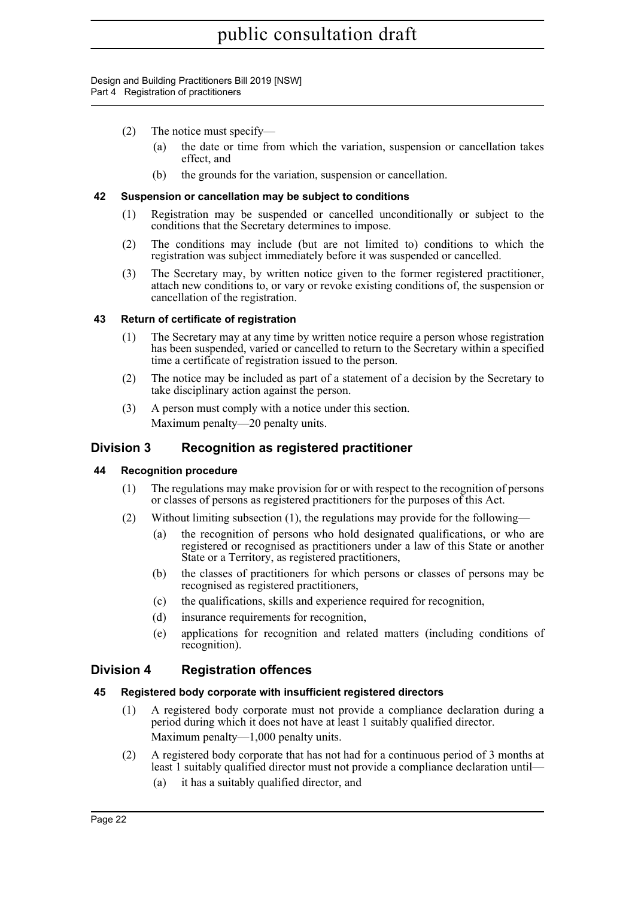(2) The notice must specify—

(a) the date or time from which the variation, suspension or cancellation takes effect, and

(b) the grounds for the variation, suspension or cancellation.

### 42 Suspension or cancellation may be subject to conditions

(1) Registration may be suspended or cancelled unconditionally or subject to the conditions that the Secretary determines to impose.

(2) The conditions may include (but are not limited to) conditions to which the registration was subject immediately before it was suspended or cancelled.

(3) The Secretary may, by written notice given to the former registered practitioner, attach new conditions to, or vary or revoke existing conditions of, the suspension or cancellation of the registration.

### 43 Return of certificate of registration

(1) The Secretary may at any time by written notice require a person whose registration has been suspended, varied or cancelled to return to the Secretary within a specified time a certificate of registration issued to the person.

(2) The notice may be included as part of a statement of a decision by the Secretary to take disciplinary action against the person.

(3) A person must comply with a notice under this section.

Maximum penalty—20 penalty units.

## Division 3 Recognition as registered practitioner

### 44 Recognition procedure

(1) The regulations may make provision for or with respect to the recognition of persons or classes of persons as registered practitioners for the purposes of this Act.

(2) Without limiting subsection (1), the regulations may provide for the following—

(a) the recognition of persons who hold designated qualifications, or who are registered or recognised as practitioners under a law of this State or another State or a Territory, as registered practitioners,

(b) the classes of practitioners for which persons or classes of persons may be recognised as registered practitioners,

(c) the qualifications, skills and experience required for recognition,

(d) insurance requirements for recognition,

(e) applications for recognition and related matters (including conditions of recognition).

## Division 4 Registration offences

### 45 Registered body corporate with insufficient registered directors

(1) A registered body corporate must not provide a compliance declaration during a period during which it does not have at least 1 suitably qualified director.

Maximum penalty—1,000 penalty units.

(2) A registered body corporate that has not had for a continuous period of 3 months at least 1 suitably qualified director must not provide a compliance declaration until—

(a) it has a suitably qualified director, and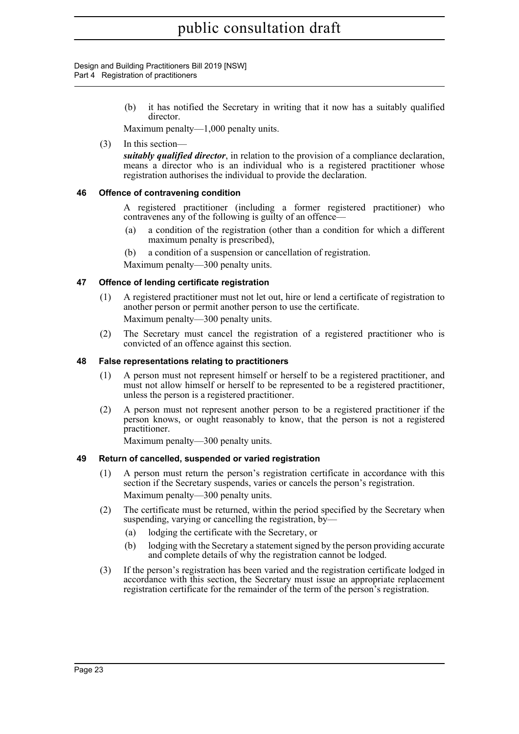(b) it has notified the Secretary in writing that it now has a suitably qualified director.

Maximum penalty—1,000 penalty units.

(3) In this section—

***suitably qualified director***, in relation to the provision of a compliance declaration, means a director who is an individual who is a registered practitioner whose registration authorises the individual to provide the declaration.

### 46 Offence of contravening condition

A registered practitioner (including a former registered practitioner) who contravenes any of the following is guilty of an offence—

(a) a condition of the registration (other than a condition for which a different maximum penalty is prescribed),

(b) a condition of a suspension or cancellation of registration.

Maximum penalty—300 penalty units.

### 47 Offence of lending certificate registration

(1) A registered practitioner must not let out, hire or lend a certificate of registration to another person or permit another person to use the certificate.

Maximum penalty—300 penalty units.

(2) The Secretary must cancel the registration of a registered practitioner who is convicted of an offence against this section.

### 48 False representations relating to practitioners

(1) A person must not represent himself or herself to be a registered practitioner, and must not allow himself or herself to be represented to be a registered practitioner, unless the person is a registered practitioner.

(2) A person must not represent another person to be a registered practitioner if the person knows, or ought reasonably to know, that the person is not a registered practitioner.

Maximum penalty—300 penalty units.

### 49 Return of cancelled, suspended or varied registration

(1) A person must return the person's registration certificate in accordance with this section if the Secretary suspends, varies or cancels the person's registration.

Maximum penalty—300 penalty units.

(2) The certificate must be returned, within the period specified by the Secretary when suspending, varying or cancelling the registration, by—

(a) lodging the certificate with the Secretary, or

(b) lodging with the Secretary a statement signed by the person providing accurate and complete details of why the registration cannot be lodged.

(3) If the person's registration has been varied and the registration certificate lodged in accordance with this section, the Secretary must issue an appropriate replacement registration certificate for the remainder of the term of the person's registration.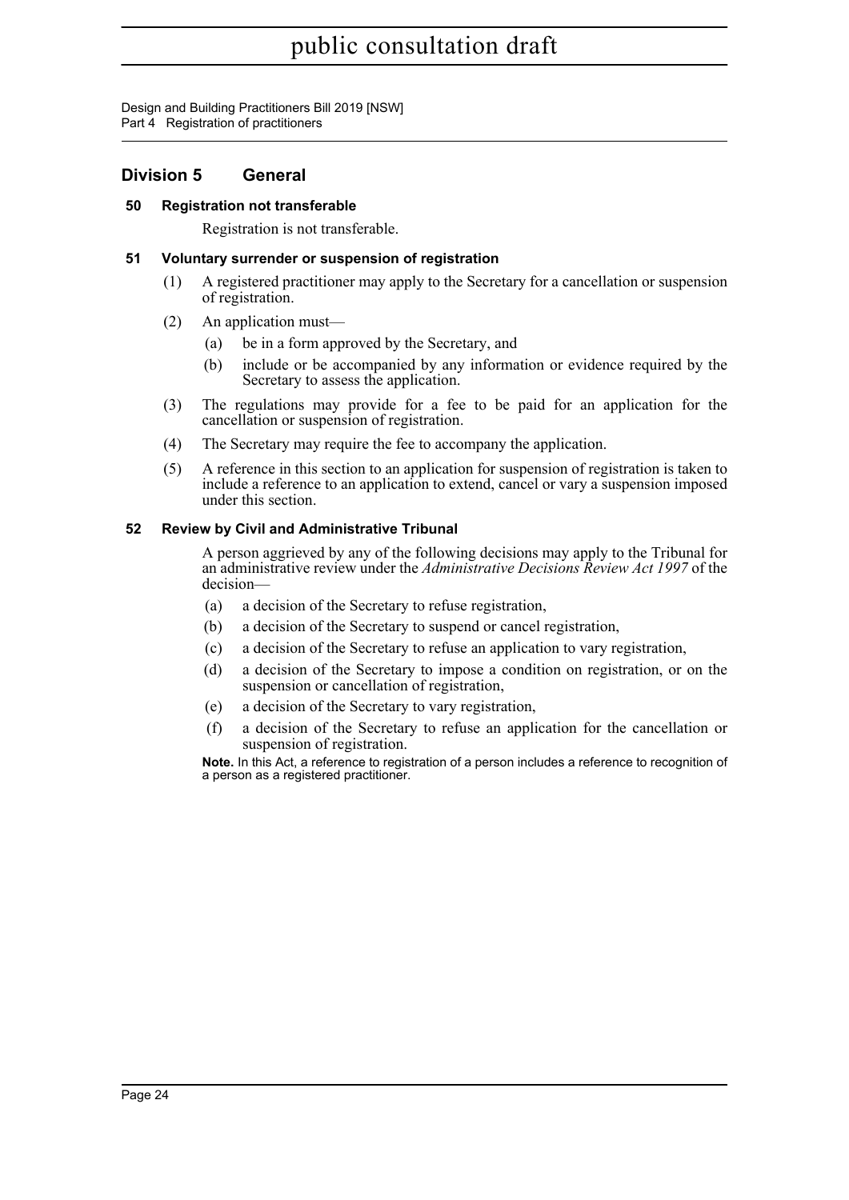## Division 5 General

### 50 Registration not transferable

Registration is not transferable.

### 51 Voluntary surrender or suspension of registration

(1) A registered practitioner may apply to the Secretary for a cancellation or suspension of registration.

(2) An application must—

(a) be in a form approved by the Secretary, and

(b) include or be accompanied by any information or evidence required by the Secretary to assess the application.

(3) The regulations may provide for a fee to be paid for an application for the cancellation or suspension of registration.

(4) The Secretary may require the fee to accompany the application.

(5) A reference in this section to an application for suspension of registration is taken to include a reference to an application to extend, cancel or vary a suspension imposed under this section.

### 52 Review by Civil and Administrative Tribunal

A person aggrieved by any of the following decisions may apply to the Tribunal for an administrative review under the *Administrative Decisions Review Act 1997* of the decision—

(a) a decision of the Secretary to refuse registration,

(b) a decision of the Secretary to suspend or cancel registration,

(c) a decision of the Secretary to refuse an application to vary registration,

(d) a decision of the Secretary to impose a condition on registration, or on the suspension or cancellation of registration,

(e) a decision of the Secretary to vary registration,

(f) a decision of the Secretary to refuse an application for the cancellation or suspension of registration.

**Note.** In this Act, a reference to registration of a person includes a reference to recognition of a person as a registered practitioner.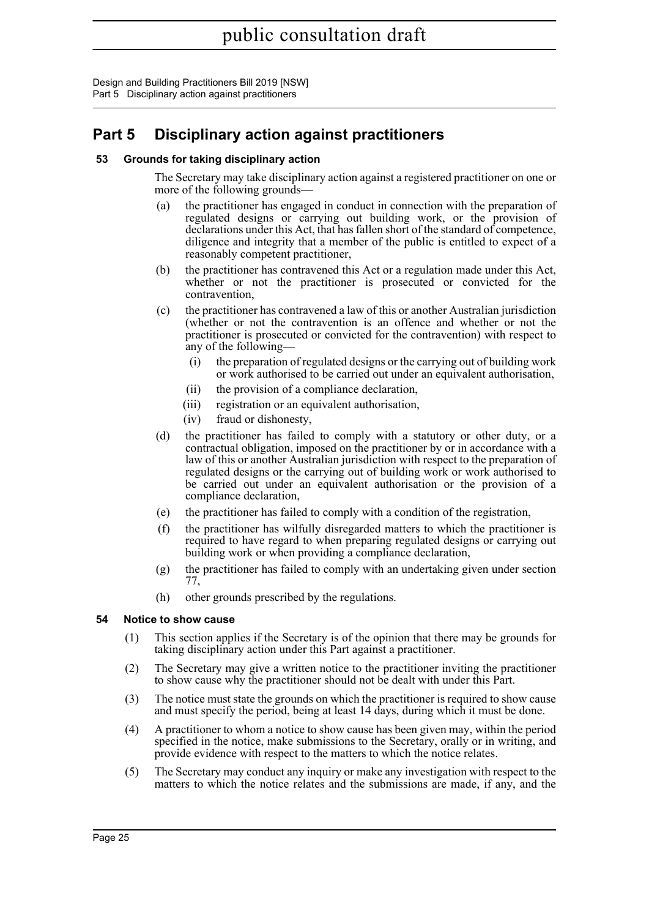# Part 5 Disciplinary action against practitioners

### 53 Grounds for taking disciplinary action

The Secretary may take disciplinary action against a registered practitioner on one or more of the following grounds—

(a) the practitioner has engaged in conduct in connection with the preparation of regulated designs or carrying out building work, or the provision of declarations under this Act, that has fallen short of the standard of competence, diligence and integrity that a member of the public is entitled to expect of a reasonably competent practitioner,

(b) the practitioner has contravened this Act or a regulation made under this Act, whether or not the practitioner is prosecuted or convicted for the contravention,

(c) the practitioner has contravened a law of this or another Australian jurisdiction (whether or not the contravention is an offence and whether or not the practitioner is prosecuted or convicted for the contravention) with respect to any of the following—

(i) the preparation of regulated designs or the carrying out of building work or work authorised to be carried out under an equivalent authorisation,

(ii) the provision of a compliance declaration,

(iii) registration or an equivalent authorisation,

(iv) fraud or dishonesty,

(d) the practitioner has failed to comply with a statutory or other duty, or a contractual obligation, imposed on the practitioner by or in accordance with a law of this or another Australian jurisdiction with respect to the preparation of regulated designs or the carrying out of building work or work authorised to be carried out under an equivalent authorisation or the provision of a compliance declaration,

(e) the practitioner has failed to comply with a condition of the registration,

(f) the practitioner has wilfully disregarded matters to which the practitioner is required to have regard to when preparing regulated designs or carrying out building work or when providing a compliance declaration,

(g) the practitioner has failed to comply with an undertaking given under section 77,

(h) other grounds prescribed by the regulations.

### 54 Notice to show cause

(1) This section applies if the Secretary is of the opinion that there may be grounds for taking disciplinary action under this Part against a practitioner.

(2) The Secretary may give a written notice to the practitioner inviting the practitioner to show cause why the practitioner should not be dealt with under this Part.

(3) The notice must state the grounds on which the practitioner is required to show cause and must specify the period, being at least 14 days, during which it must be done.

(4) A practitioner to whom a notice to show cause has been given may, within the period specified in the notice, make submissions to the Secretary, orally or in writing, and provide evidence with respect to the matters to which the notice relates.

(5) The Secretary may conduct any inquiry or make any investigation with respect to the matters to which the notice relates and the submissions are made, if any, and the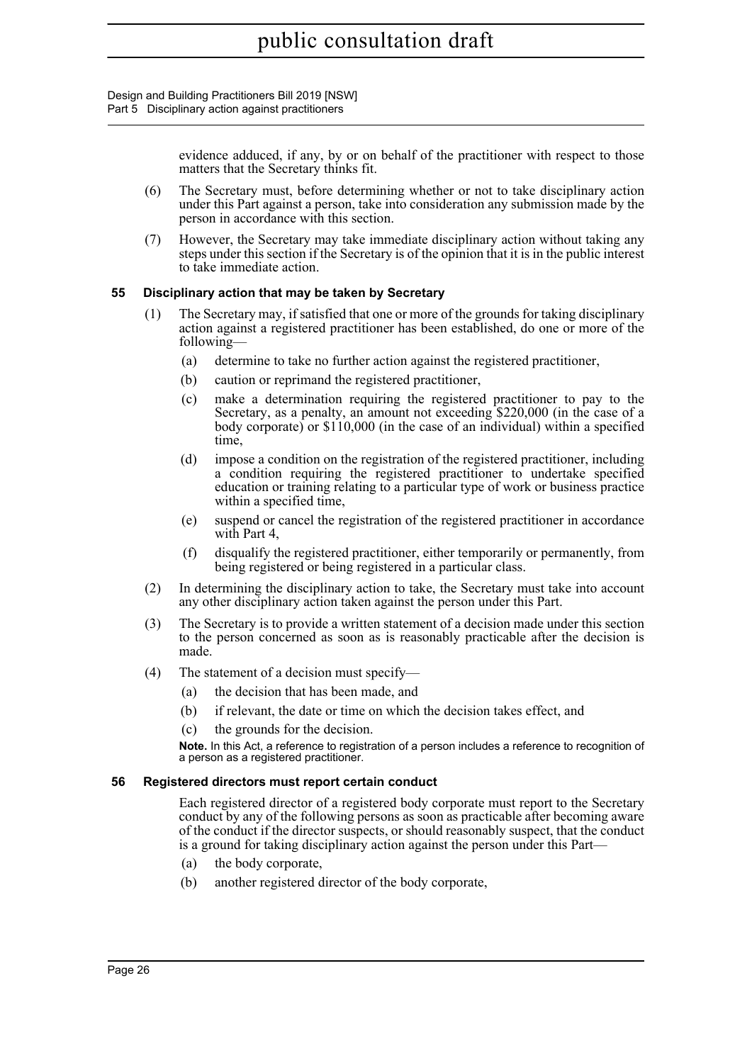evidence adduced, if any, by or on behalf of the practitioner with respect to those matters that the Secretary thinks fit.

(6) The Secretary must, before determining whether or not to take disciplinary action under this Part against a person, take into consideration any submission made by the person in accordance with this section.

(7) However, the Secretary may take immediate disciplinary action without taking any steps under this section if the Secretary is of the opinion that it is in the public interest to take immediate action.

### 55 Disciplinary action that may be taken by Secretary

(1) The Secretary may, if satisfied that one or more of the grounds for taking disciplinary action against a registered practitioner has been established, do one or more of the following—

(a) determine to take no further action against the registered practitioner,

(b) caution or reprimand the registered practitioner,

(c) make a determination requiring the registered practitioner to pay to the Secretary, as a penalty, an amount not exceeding $220,000 (in the case of a body corporate) or $110,000 (in the case of an individual) within a specified time,

(d) impose a condition on the registration of the registered practitioner, including a condition requiring the registered practitioner to undertake specified education or training relating to a particular type of work or business practice within a specified time,

(e) suspend or cancel the registration of the registered practitioner in accordance with Part 4,

(f) disqualify the registered practitioner, either temporarily or permanently, from being registered or being registered in a particular class.

(2) In determining the disciplinary action to take, the Secretary must take into account any other disciplinary action taken against the person under this Part.

(3) The Secretary is to provide a written statement of a decision made under this section to the person concerned as soon as is reasonably practicable after the decision is made.

(4) The statement of a decision must specify—

(a) the decision that has been made, and

(b) if relevant, the date or time on which the decision takes effect, and

(c) the grounds for the decision.

**Note.** In this Act, a reference to registration of a person includes a reference to recognition of a person as a registered practitioner.

### 56 Registered directors must report certain conduct

Each registered director of a registered body corporate must report to the Secretary conduct by any of the following persons as soon as practicable after becoming aware of the conduct if the director suspects, or should reasonably suspect, that the conduct is a ground for taking disciplinary action against the person under this Part—

(a) the body corporate,

(b) another registered director of the body corporate,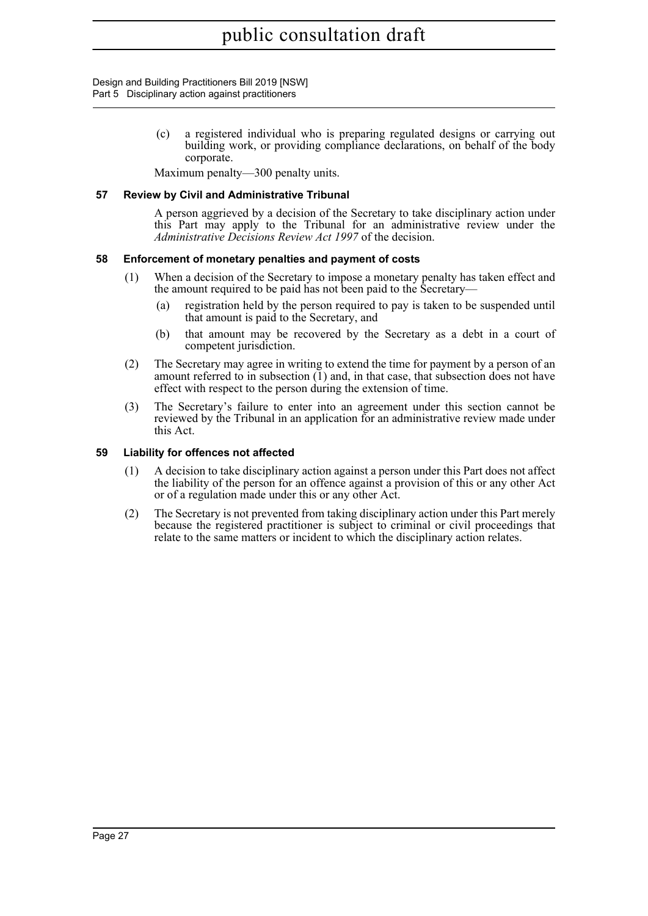(c) a registered individual who is preparing regulated designs or carrying out building work, or providing compliance declarations, on behalf of the body corporate.

Maximum penalty—300 penalty units.

### 57 Review by Civil and Administrative Tribunal

A person aggrieved by a decision of the Secretary to take disciplinary action under this Part may apply to the Tribunal for an administrative review under the *Administrative Decisions Review Act 1997* of the decision.

### 58 Enforcement of monetary penalties and payment of costs

(1) When a decision of the Secretary to impose a monetary penalty has taken effect and the amount required to be paid has not been paid to the Secretary—

(a) registration held by the person required to pay is taken to be suspended until that amount is paid to the Secretary, and

(b) that amount may be recovered by the Secretary as a debt in a court of competent jurisdiction.

(2) The Secretary may agree in writing to extend the time for payment by a person of an amount referred to in subsection (1) and, in that case, that subsection does not have effect with respect to the person during the extension of time.

(3) The Secretary's failure to enter into an agreement under this section cannot be reviewed by the Tribunal in an application for an administrative review made under this Act.

### 59 Liability for offences not affected

(1) A decision to take disciplinary action against a person under this Part does not affect the liability of the person for an offence against a provision of this or any other Act or of a regulation made under this or any other Act.

(2) The Secretary is not prevented from taking disciplinary action under this Part merely because the registered practitioner is subject to criminal or civil proceedings that relate to the same matters or incident to which the disciplinary action relates.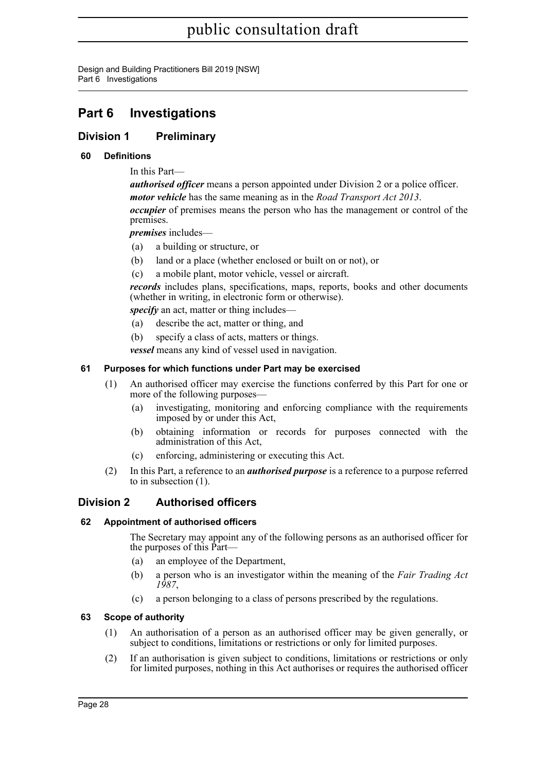# Part 6 Investigations

## Division 1 Preliminary

### 60 Definitions

In this Part—

***authorised officer*** means a person appointed under Division 2 or a police officer.

***motor vehicle*** has the same meaning as in the *Road Transport Act 2013*.

***occupier*** of premises means the person who has the management or control of the premises.

***premises*** includes—

- (a) a building or structure, or
- (b) land or a place (whether enclosed or built on or not), or
- (c) a mobile plant, motor vehicle, vessel or aircraft.

***records*** includes plans, specifications, maps, reports, books and other documents (whether in writing, in electronic form or otherwise).

***specify*** an act, matter or thing includes—

- (a) describe the act, matter or thing, and
- (b) specify a class of acts, matters or things.

***vessel*** means any kind of vessel used in navigation.

### 61 Purposes for which functions under Part may be exercised

(1) An authorised officer may exercise the functions conferred by this Part for one or more of the following purposes—

- (a) investigating, monitoring and enforcing compliance with the requirements imposed by or under this Act,
- (b) obtaining information or records for purposes connected with the administration of this Act,
- (c) enforcing, administering or executing this Act.

(2) In this Part, a reference to an ***authorised purpose*** is a reference to a purpose referred to in subsection (1).

## Division 2 Authorised officers

### 62 Appointment of authorised officers

The Secretary may appoint any of the following persons as an authorised officer for the purposes of this Part—

- (a) an employee of the Department,
- (b) a person who is an investigator within the meaning of the *Fair Trading Act 1987*,
- (c) a person belonging to a class of persons prescribed by the regulations.

### 63 Scope of authority

(1) An authorisation of a person as an authorised officer may be given generally, or subject to conditions, limitations or restrictions or only for limited purposes.

(2) If an authorisation is given subject to conditions, limitations or restrictions or only for limited purposes, nothing in this Act authorises or requires the authorised officer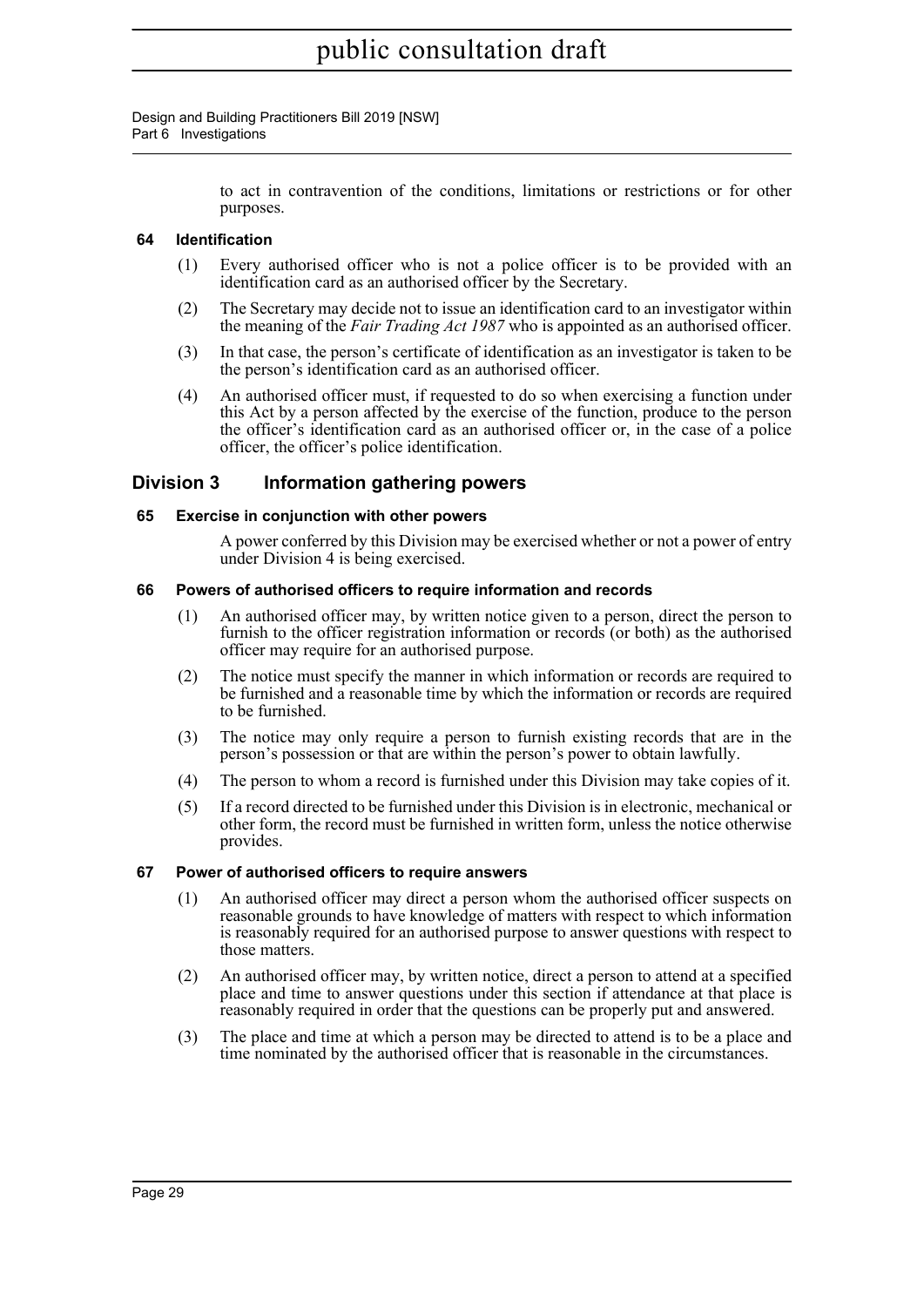to act in contravention of the conditions, limitations or restrictions or for other purposes.

### 64 Identification

(1) Every authorised officer who is not a police officer is to be provided with an identification card as an authorised officer by the Secretary.

(2) The Secretary may decide not to issue an identification card to an investigator within the meaning of the *Fair Trading Act 1987* who is appointed as an authorised officer.

(3) In that case, the person's certificate of identification as an investigator is taken to be the person's identification card as an authorised officer.

(4) An authorised officer must, if requested to do so when exercising a function under this Act by a person affected by the exercise of the function, produce to the person the officer's identification card as an authorised officer or, in the case of a police officer, the officer's police identification.

## Division 3 Information gathering powers

### 65 Exercise in conjunction with other powers

A power conferred by this Division may be exercised whether or not a power of entry under Division 4 is being exercised.

### 66 Powers of authorised officers to require information and records

(1) An authorised officer may, by written notice given to a person, direct the person to furnish to the officer registration information or records (or both) as the authorised officer may require for an authorised purpose.

(2) The notice must specify the manner in which information or records are required to be furnished and a reasonable time by which the information or records are required to be furnished.

(3) The notice may only require a person to furnish existing records that are in the person's possession or that are within the person's power to obtain lawfully.

(4) The person to whom a record is furnished under this Division may take copies of it.

(5) If a record directed to be furnished under this Division is in electronic, mechanical or other form, the record must be furnished in written form, unless the notice otherwise provides.

### 67 Power of authorised officers to require answers

(1) An authorised officer may direct a person whom the authorised officer suspects on reasonable grounds to have knowledge of matters with respect to which information is reasonably required for an authorised purpose to answer questions with respect to those matters.

(2) An authorised officer may, by written notice, direct a person to attend at a specified place and time to answer questions under this section if attendance at that place is reasonably required in order that the questions can be properly put and answered.

(3) The place and time at which a person may be directed to attend is to be a place and time nominated by the authorised officer that is reasonable in the circumstances.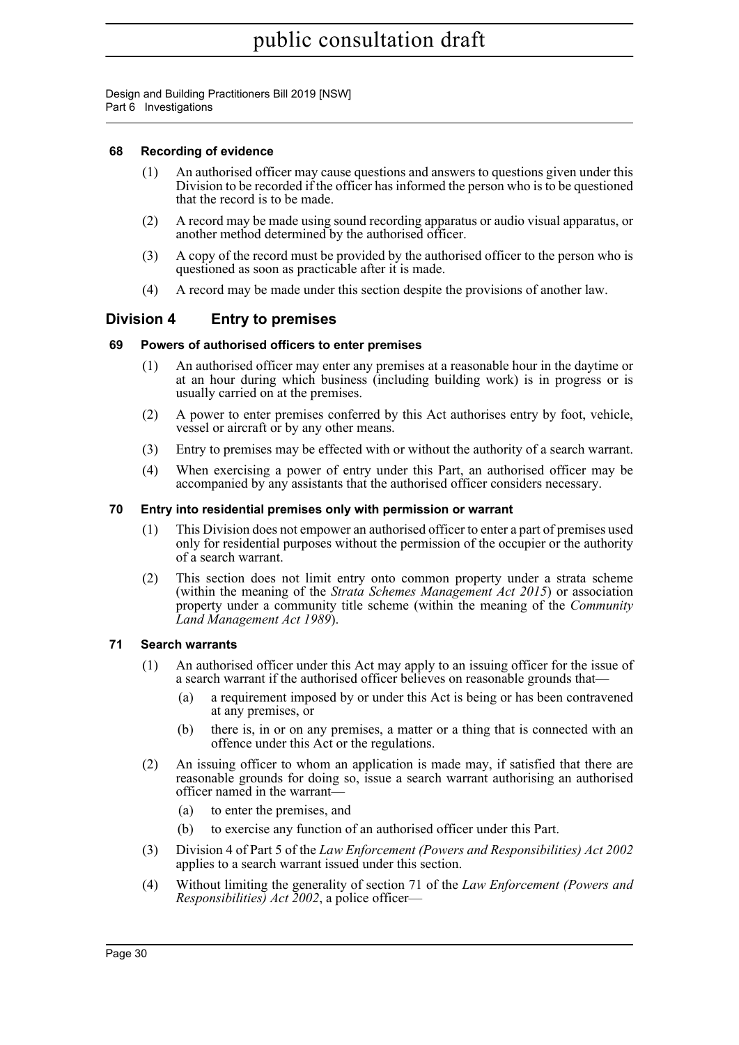**68 Recording of evidence**

(1) An authorised officer may cause questions and answers to questions given under this Division to be recorded if the officer has informed the person who is to be questioned that the record is to be made.

(2) A record may be made using sound recording apparatus or audio visual apparatus, or another method determined by the authorised officer.

(3) A copy of the record must be provided by the authorised officer to the person who is questioned as soon as practicable after it is made.

(4) A record may be made under this section despite the provisions of another law.

## Division 4 Entry to premises

**69 Powers of authorised officers to enter premises**

(1) An authorised officer may enter any premises at a reasonable hour in the daytime or at an hour during which business (including building work) is in progress or is usually carried on at the premises.

(2) A power to enter premises conferred by this Act authorises entry by foot, vehicle, vessel or aircraft or by any other means.

(3) Entry to premises may be effected with or without the authority of a search warrant.

(4) When exercising a power of entry under this Part, an authorised officer may be accompanied by any assistants that the authorised officer considers necessary.

**70 Entry into residential premises only with permission or warrant**

(1) This Division does not empower an authorised officer to enter a part of premises used only for residential purposes without the permission of the occupier or the authority of a search warrant.

(2) This section does not limit entry onto common property under a strata scheme (within the meaning of the *Strata Schemes Management Act 2015*) or association property under a community title scheme (within the meaning of the *Community Land Management Act 1989*).

**71 Search warrants**

(1) An authorised officer under this Act may apply to an issuing officer for the issue of a search warrant if the authorised officer believes on reasonable grounds that—

(a) a requirement imposed by or under this Act is being or has been contravened at any premises, or

(b) there is, in or on any premises, a matter or a thing that is connected with an offence under this Act or the regulations.

(2) An issuing officer to whom an application is made may, if satisfied that there are reasonable grounds for doing so, issue a search warrant authorising an authorised officer named in the warrant—

(a) to enter the premises, and

(b) to exercise any function of an authorised officer under this Part.

(3) Division 4 of Part 5 of the *Law Enforcement (Powers and Responsibilities) Act 2002* applies to a search warrant issued under this section.

(4) Without limiting the generality of section 71 of the *Law Enforcement (Powers and Responsibilities) Act 2002*, a police officer—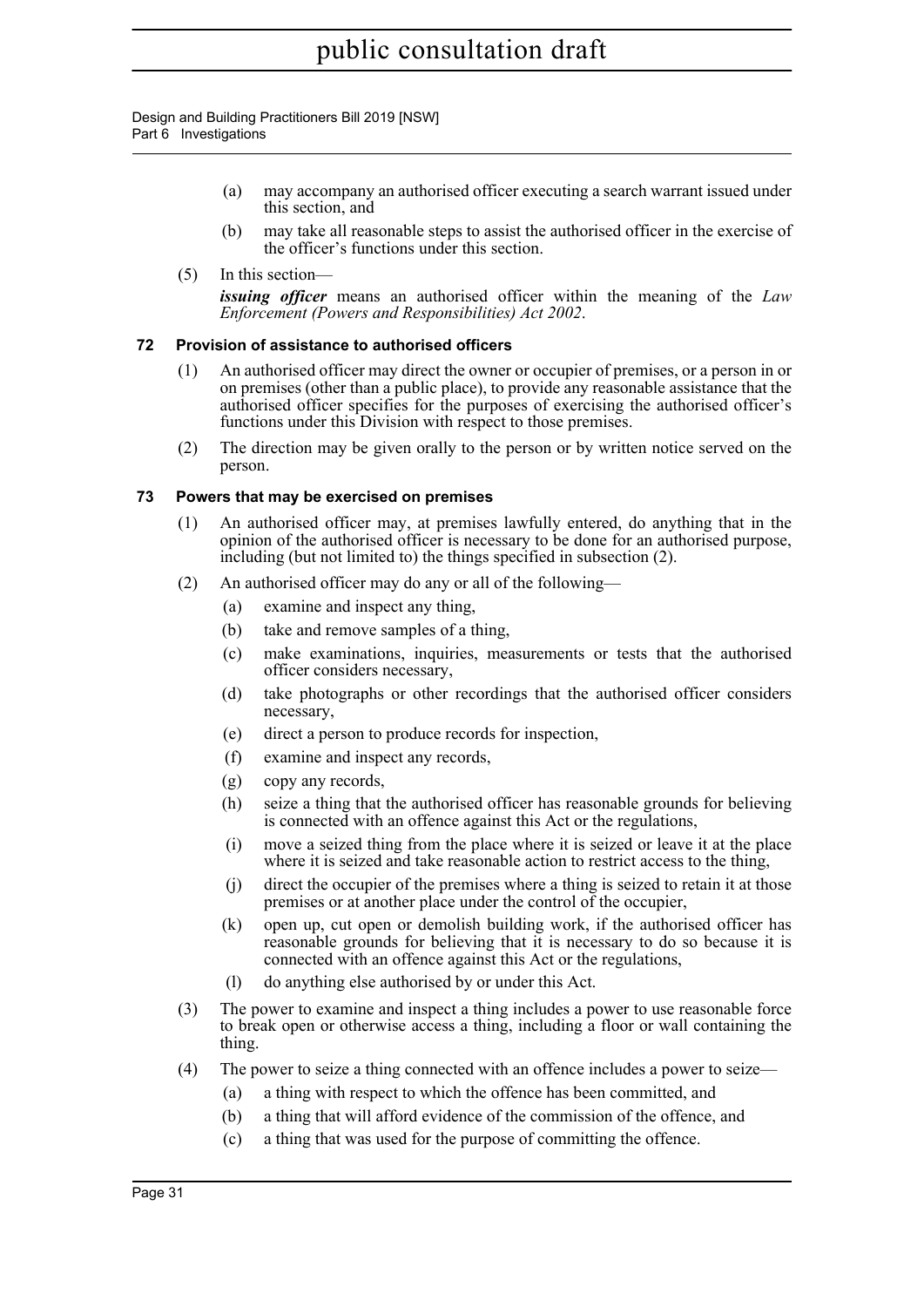(a) may accompany an authorised officer executing a search warrant issued under this section, and

(b) may take all reasonable steps to assist the authorised officer in the exercise of the officer's functions under this section.

(5) In this section—

***issuing officer*** means an authorised officer within the meaning of the *Law Enforcement (Powers and Responsibilities) Act 2002*.

### 72 Provision of assistance to authorised officers

(1) An authorised officer may direct the owner or occupier of premises, or a person in or on premises (other than a public place), to provide any reasonable assistance that the authorised officer specifies for the purposes of exercising the authorised officer's functions under this Division with respect to those premises.

(2) The direction may be given orally to the person or by written notice served on the person.

### 73 Powers that may be exercised on premises

(1) An authorised officer may, at premises lawfully entered, do anything that in the opinion of the authorised officer is necessary to be done for an authorised purpose, including (but not limited to) the things specified in subsection (2).

(2) An authorised officer may do any or all of the following—

(a) examine and inspect any thing,

(b) take and remove samples of a thing,

(c) make examinations, inquiries, measurements or tests that the authorised officer considers necessary,

(d) take photographs or other recordings that the authorised officer considers necessary,

(e) direct a person to produce records for inspection,

(f) examine and inspect any records,

(g) copy any records,

(h) seize a thing that the authorised officer has reasonable grounds for believing is connected with an offence against this Act or the regulations,

(i) move a seized thing from the place where it is seized or leave it at the place where it is seized and take reasonable action to restrict access to the thing,

(j) direct the occupier of the premises where a thing is seized to retain it at those premises or at another place under the control of the occupier,

(k) open up, cut open or demolish building work, if the authorised officer has reasonable grounds for believing that it is necessary to do so because it is connected with an offence against this Act or the regulations,

(l) do anything else authorised by or under this Act.

(3) The power to examine and inspect a thing includes a power to use reasonable force to break open or otherwise access a thing, including a floor or wall containing the thing.

(4) The power to seize a thing connected with an offence includes a power to seize—

(a) a thing with respect to which the offence has been committed, and

(b) a thing that will afford evidence of the commission of the offence, and

(c) a thing that was used for the purpose of committing the offence.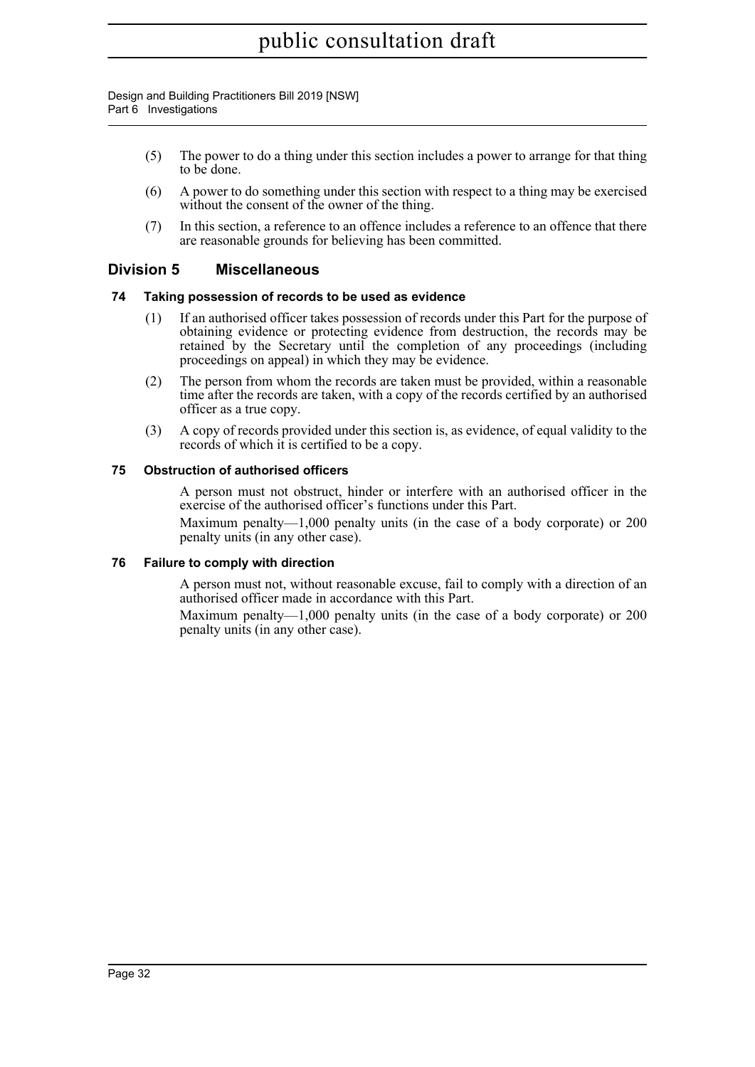(5) The power to do a thing under this section includes a power to arrange for that thing to be done.

(6) A power to do something under this section with respect to a thing may be exercised without the consent of the owner of the thing.

(7) In this section, a reference to an offence includes a reference to an offence that there are reasonable grounds for believing has been committed.

## Division 5 Miscellaneous

### 74 Taking possession of records to be used as evidence

(1) If an authorised officer takes possession of records under this Part for the purpose of obtaining evidence or protecting evidence from destruction, the records may be retained by the Secretary until the completion of any proceedings (including proceedings on appeal) in which they may be evidence.

(2) The person from whom the records are taken must be provided, within a reasonable time after the records are taken, with a copy of the records certified by an authorised officer as a true copy.

(3) A copy of records provided under this section is, as evidence, of equal validity to the records of which it is certified to be a copy.

### 75 Obstruction of authorised officers

A person must not obstruct, hinder or interfere with an authorised officer in the exercise of the authorised officer's functions under this Part.

Maximum penalty—1,000 penalty units (in the case of a body corporate) or 200 penalty units (in any other case).

### 76 Failure to comply with direction

A person must not, without reasonable excuse, fail to comply with a direction of an authorised officer made in accordance with this Part.

Maximum penalty—1,000 penalty units (in the case of a body corporate) or 200 penalty units (in any other case).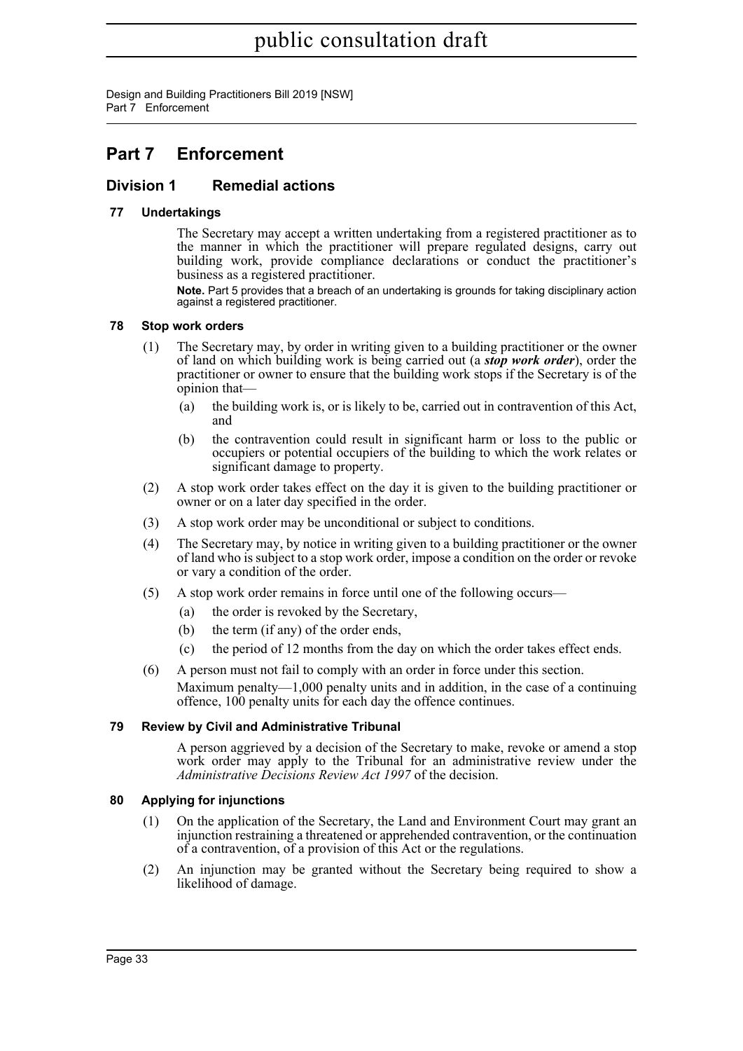# Part 7 Enforcement

## Division 1 Remedial actions

### 77 Undertakings

The Secretary may accept a written undertaking from a registered practitioner as to the manner in which the practitioner will prepare regulated designs, carry out building work, provide compliance declarations or conduct the practitioner's business as a registered practitioner.

**Note.** Part 5 provides that a breach of an undertaking is grounds for taking disciplinary action against a registered practitioner.

### 78 Stop work orders

(1) The Secretary may, by order in writing given to a building practitioner or the owner of land on which building work is being carried out (a ***stop work order***), order the practitioner or owner to ensure that the building work stops if the Secretary is of the opinion that—

- (a) the building work is, or is likely to be, carried out in contravention of this Act, and
- (b) the contravention could result in significant harm or loss to the public or occupiers or potential occupiers of the building to which the work relates or significant damage to property.

(2) A stop work order takes effect on the day it is given to the building practitioner or owner or on a later day specified in the order.

(3) A stop work order may be unconditional or subject to conditions.

(4) The Secretary may, by notice in writing given to a building practitioner or the owner of land who is subject to a stop work order, impose a condition on the order or revoke or vary a condition of the order.

(5) A stop work order remains in force until one of the following occurs—

- (a) the order is revoked by the Secretary,
- (b) the term (if any) of the order ends,
- (c) the period of 12 months from the day on which the order takes effect ends.

(6) A person must not fail to comply with an order in force under this section.

Maximum penalty—1,000 penalty units and in addition, in the case of a continuing offence, 100 penalty units for each day the offence continues.

### 79 Review by Civil and Administrative Tribunal

A person aggrieved by a decision of the Secretary to make, revoke or amend a stop work order may apply to the Tribunal for an administrative review under the *Administrative Decisions Review Act 1997* of the decision.

### 80 Applying for injunctions

(1) On the application of the Secretary, the Land and Environment Court may grant an injunction restraining a threatened or apprehended contravention, or the continuation of a contravention, of a provision of this Act or the regulations.

(2) An injunction may be granted without the Secretary being required to show a likelihood of damage.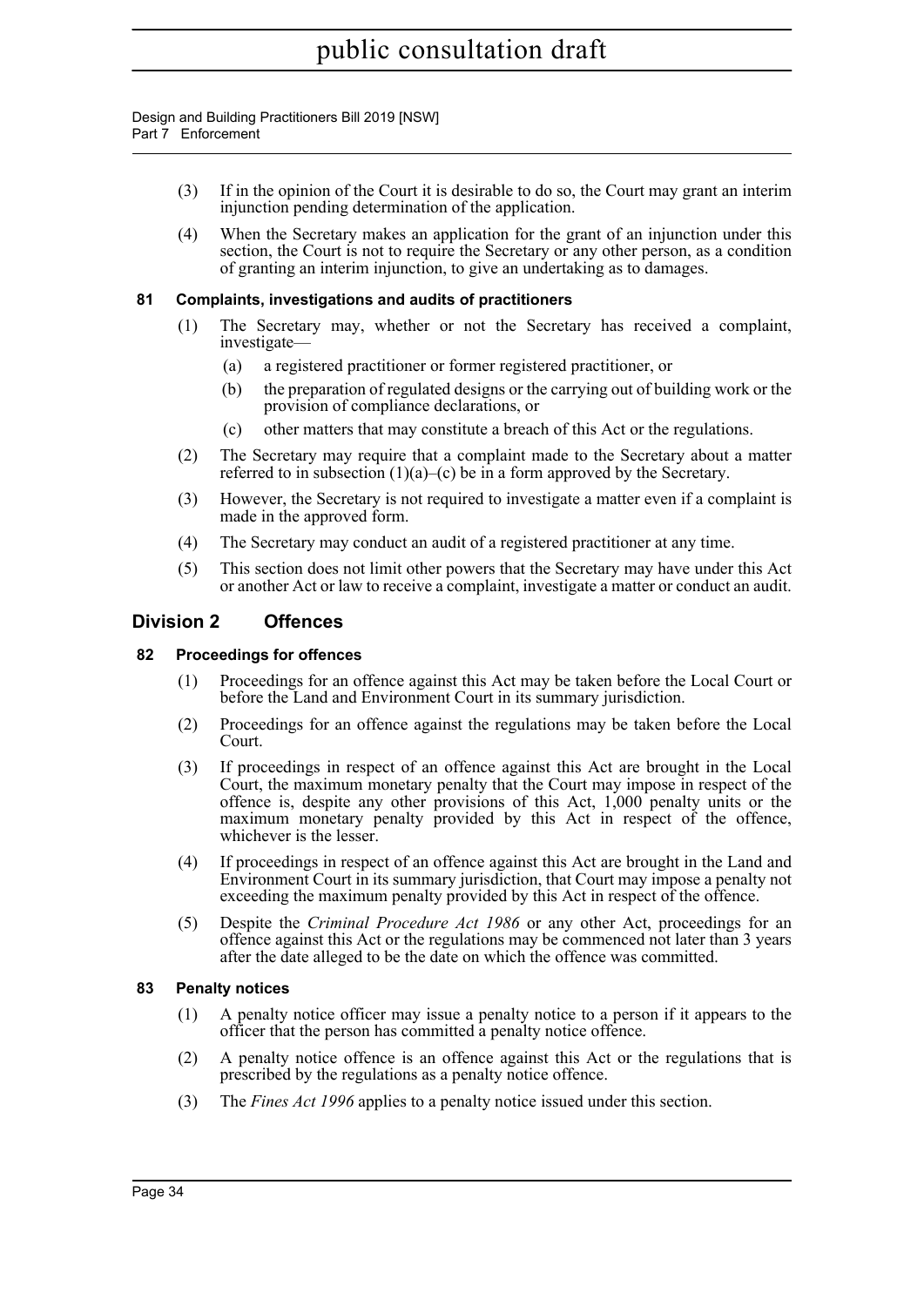(3) If in the opinion of the Court it is desirable to do so, the Court may grant an interim injunction pending determination of the application.

(4) When the Secretary makes an application for the grant of an injunction under this section, the Court is not to require the Secretary or any other person, as a condition of granting an interim injunction, to give an undertaking as to damages.

#### 81 Complaints, investigations and audits of practitioners

(1) The Secretary may, whether or not the Secretary has received a complaint, investigate—

- (a) a registered practitioner or former registered practitioner, or
- (b) the preparation of regulated designs or the carrying out of building work or the provision of compliance declarations, or
- (c) other matters that may constitute a breach of this Act or the regulations.

(2) The Secretary may require that a complaint made to the Secretary about a matter referred to in subsection (1)(a)–(c) be in a form approved by the Secretary.

(3) However, the Secretary is not required to investigate a matter even if a complaint is made in the approved form.

(4) The Secretary may conduct an audit of a registered practitioner at any time.

(5) This section does not limit other powers that the Secretary may have under this Act or another Act or law to receive a complaint, investigate a matter or conduct an audit.

## Division 2 Offences

#### 82 Proceedings for offences

(1) Proceedings for an offence against this Act may be taken before the Local Court or before the Land and Environment Court in its summary jurisdiction.

(2) Proceedings for an offence against the regulations may be taken before the Local Court.

(3) If proceedings in respect of an offence against this Act are brought in the Local Court, the maximum monetary penalty that the Court may impose in respect of the offence is, despite any other provisions of this Act, 1,000 penalty units or the maximum monetary penalty provided by this Act in respect of the offence, whichever is the lesser.

(4) If proceedings in respect of an offence against this Act are brought in the Land and Environment Court in its summary jurisdiction, that Court may impose a penalty not exceeding the maximum penalty provided by this Act in respect of the offence.

(5) Despite the *Criminal Procedure Act 1986* or any other Act, proceedings for an offence against this Act or the regulations may be commenced not later than 3 years after the date alleged to be the date on which the offence was committed.

#### 83 Penalty notices

(1) A penalty notice officer may issue a penalty notice to a person if it appears to the officer that the person has committed a penalty notice offence.

(2) A penalty notice offence is an offence against this Act or the regulations that is prescribed by the regulations as a penalty notice offence.

(3) The *Fines Act 1996* applies to a penalty notice issued under this section.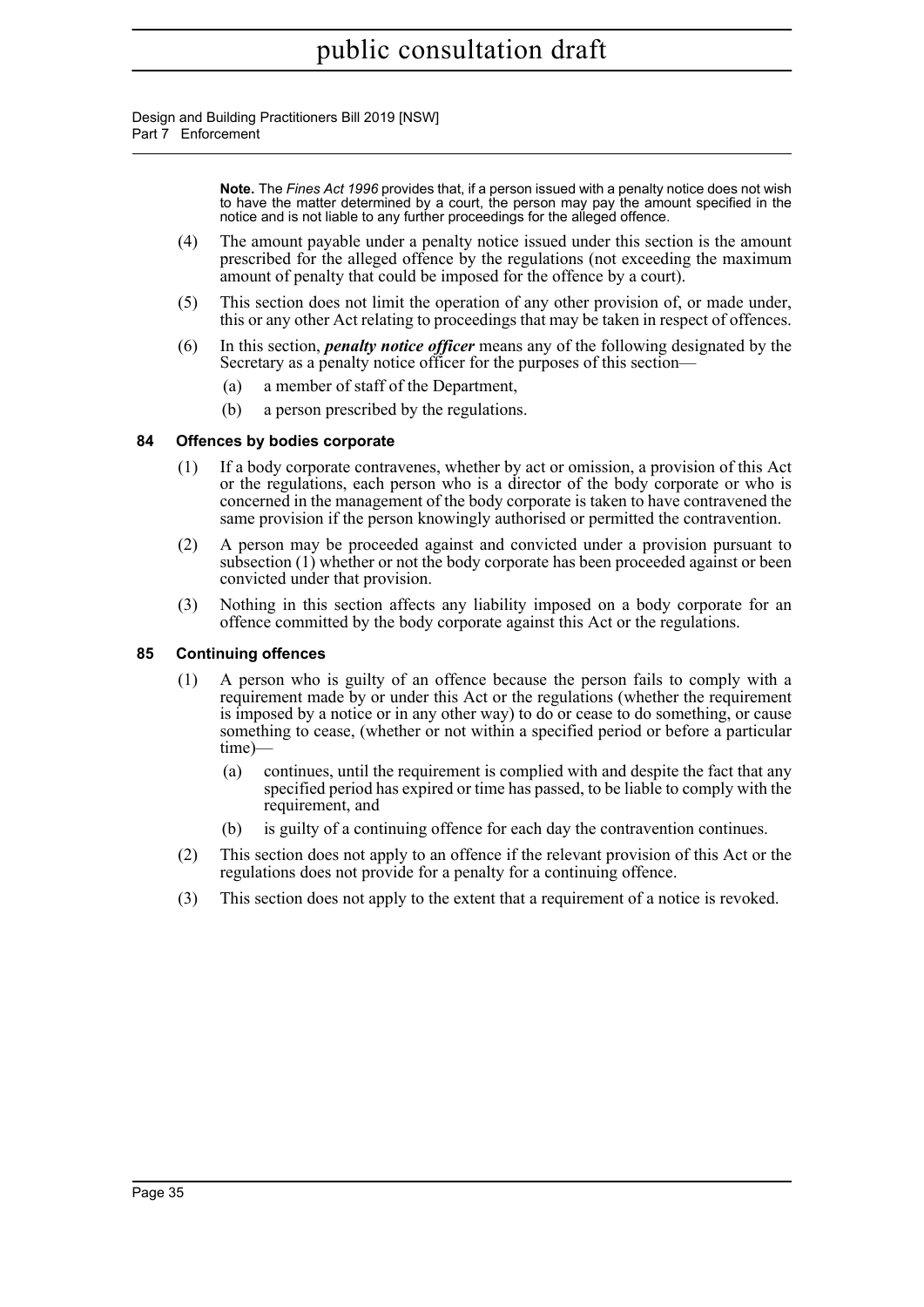**Note.** The *Fines Act 1996* provides that, if a person issued with a penalty notice does not wish to have the matter determined by a court, the person may pay the amount specified in the notice and is not liable to any further proceedings for the alleged offence.

(4) The amount payable under a penalty notice issued under this section is the amount prescribed for the alleged offence by the regulations (not exceeding the maximum amount of penalty that could be imposed for the offence by a court).

(5) This section does not limit the operation of any other provision of, or made under, this or any other Act relating to proceedings that may be taken in respect of offences.

(6) In this section, ***penalty notice officer*** means any of the following designated by the Secretary as a penalty notice officer for the purposes of this section—

(a) a member of staff of the Department,

(b) a person prescribed by the regulations.

### 84 Offences by bodies corporate

(1) If a body corporate contravenes, whether by act or omission, a provision of this Act or the regulations, each person who is a director of the body corporate or who is concerned in the management of the body corporate is taken to have contravened the same provision if the person knowingly authorised or permitted the contravention.

(2) A person may be proceeded against and convicted under a provision pursuant to subsection (1) whether or not the body corporate has been proceeded against or been convicted under that provision.

(3) Nothing in this section affects any liability imposed on a body corporate for an offence committed by the body corporate against this Act or the regulations.

### 85 Continuing offences

(1) A person who is guilty of an offence because the person fails to comply with a requirement made by or under this Act or the regulations (whether the requirement is imposed by a notice or in any other way) to do or cease to do something, or cause something to cease, (whether or not within a specified period or before a particular time)—

(a) continues, until the requirement is complied with and despite the fact that any specified period has expired or time has passed, to be liable to comply with the requirement, and

(b) is guilty of a continuing offence for each day the contravention continues.

(2) This section does not apply to an offence if the relevant provision of this Act or the regulations does not provide for a penalty for a continuing offence.

(3) This section does not apply to the extent that a requirement of a notice is revoked.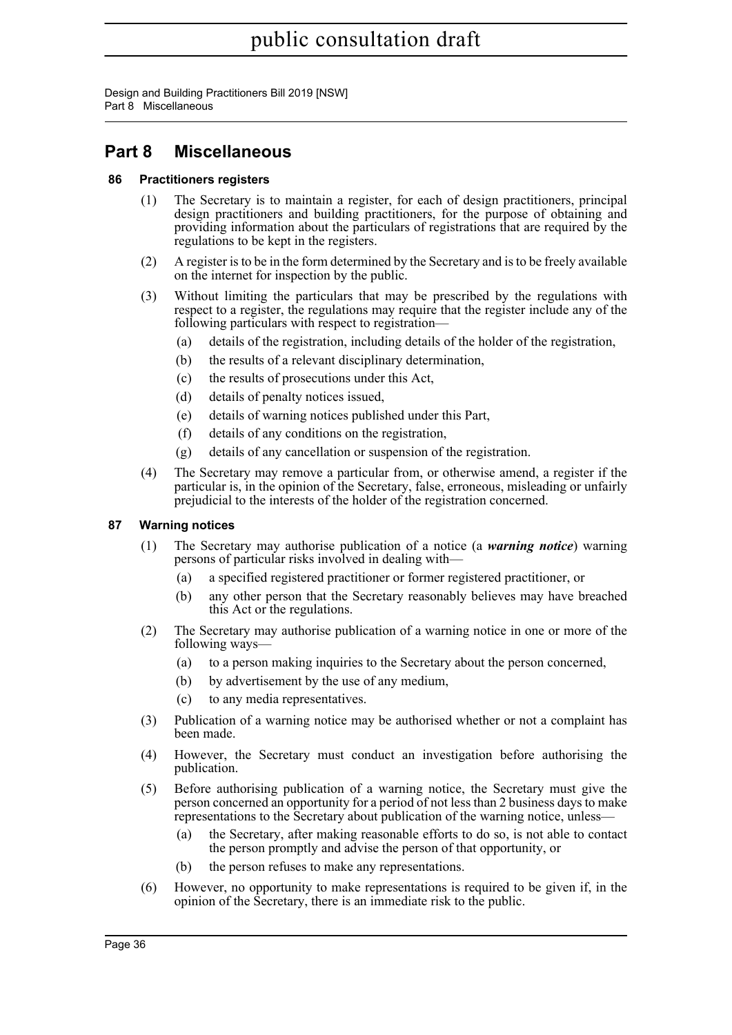# Part 8 Miscellaneous

## 86 Practitioners registers

(1) The Secretary is to maintain a register, for each of design practitioners, principal design practitioners and building practitioners, for the purpose of obtaining and providing information about the particulars of registrations that are required by the regulations to be kept in the registers.

(2) A register is to be in the form determined by the Secretary and is to be freely available on the internet for inspection by the public.

(3) Without limiting the particulars that may be prescribed by the regulations with respect to a register, the regulations may require that the register include any of the following particulars with respect to registration—

(a) details of the registration, including details of the holder of the registration,

(b) the results of a relevant disciplinary determination,

(c) the results of prosecutions under this Act,

(d) details of penalty notices issued,

(e) details of warning notices published under this Part,

(f) details of any conditions on the registration,

(g) details of any cancellation or suspension of the registration.

(4) The Secretary may remove a particular from, or otherwise amend, a register if the particular is, in the opinion of the Secretary, false, erroneous, misleading or unfairly prejudicial to the interests of the holder of the registration concerned.

## 87 Warning notices

(1) The Secretary may authorise publication of a notice (a ***warning notice***) warning persons of particular risks involved in dealing with—

(a) a specified registered practitioner or former registered practitioner, or

(b) any other person that the Secretary reasonably believes may have breached this Act or the regulations.

(2) The Secretary may authorise publication of a warning notice in one or more of the following ways—

(a) to a person making inquiries to the Secretary about the person concerned,

(b) by advertisement by the use of any medium,

(c) to any media representatives.

(3) Publication of a warning notice may be authorised whether or not a complaint has been made.

(4) However, the Secretary must conduct an investigation before authorising the publication.

(5) Before authorising publication of a warning notice, the Secretary must give the person concerned an opportunity for a period of not less than 2 business days to make representations to the Secretary about publication of the warning notice, unless—

(a) the Secretary, after making reasonable efforts to do so, is not able to contact the person promptly and advise the person of that opportunity, or

(b) the person refuses to make any representations.

(6) However, no opportunity to make representations is required to be given if, in the opinion of the Secretary, there is an immediate risk to the public.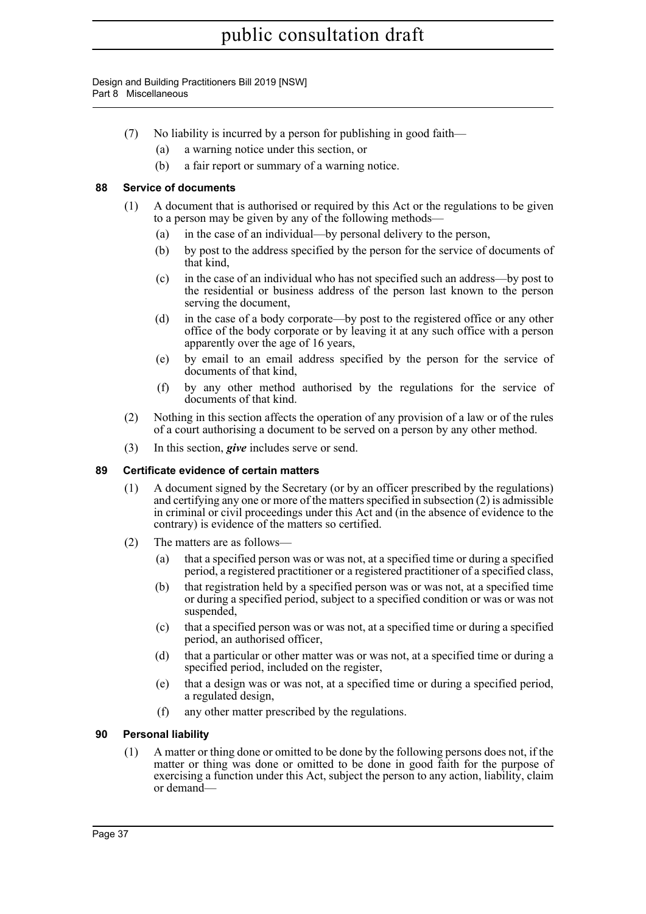(7) No liability is incurred by a person for publishing in good faith—

(a) a warning notice under this section, or

(b) a fair report or summary of a warning notice.

### 88 Service of documents

(1) A document that is authorised or required by this Act or the regulations to be given to a person may be given by any of the following methods—

(a) in the case of an individual—by personal delivery to the person,

(b) by post to the address specified by the person for the service of documents of that kind,

(c) in the case of an individual who has not specified such an address—by post to the residential or business address of the person last known to the person serving the document,

(d) in the case of a body corporate—by post to the registered office or any other office of the body corporate or by leaving it at any such office with a person apparently over the age of 16 years,

(e) by email to an email address specified by the person for the service of documents of that kind,

(f) by any other method authorised by the regulations for the service of documents of that kind.

(2) Nothing in this section affects the operation of any provision of a law or of the rules of a court authorising a document to be served on a person by any other method.

(3) In this section, ***give*** includes serve or send.

### 89 Certificate evidence of certain matters

(1) A document signed by the Secretary (or by an officer prescribed by the regulations) and certifying any one or more of the matters specified in subsection (2) is admissible in criminal or civil proceedings under this Act and (in the absence of evidence to the contrary) is evidence of the matters so certified.

(2) The matters are as follows—

(a) that a specified person was or was not, at a specified time or during a specified period, a registered practitioner or a registered practitioner of a specified class,

(b) that registration held by a specified person was or was not, at a specified time or during a specified period, subject to a specified condition or was or was not suspended,

(c) that a specified person was or was not, at a specified time or during a specified period, an authorised officer,

(d) that a particular or other matter was or was not, at a specified time or during a specified period, included on the register,

(e) that a design was or was not, at a specified time or during specified period, a regulated design,

(f) any other matter prescribed by the regulations.

### 90 Personal liability

(1) A matter or thing done or omitted to be done by the following persons does not, if the matter or thing was done or omitted to be done in good faith for the purpose of exercising a function under this Act, subject the person to any action, liability, claim or demand—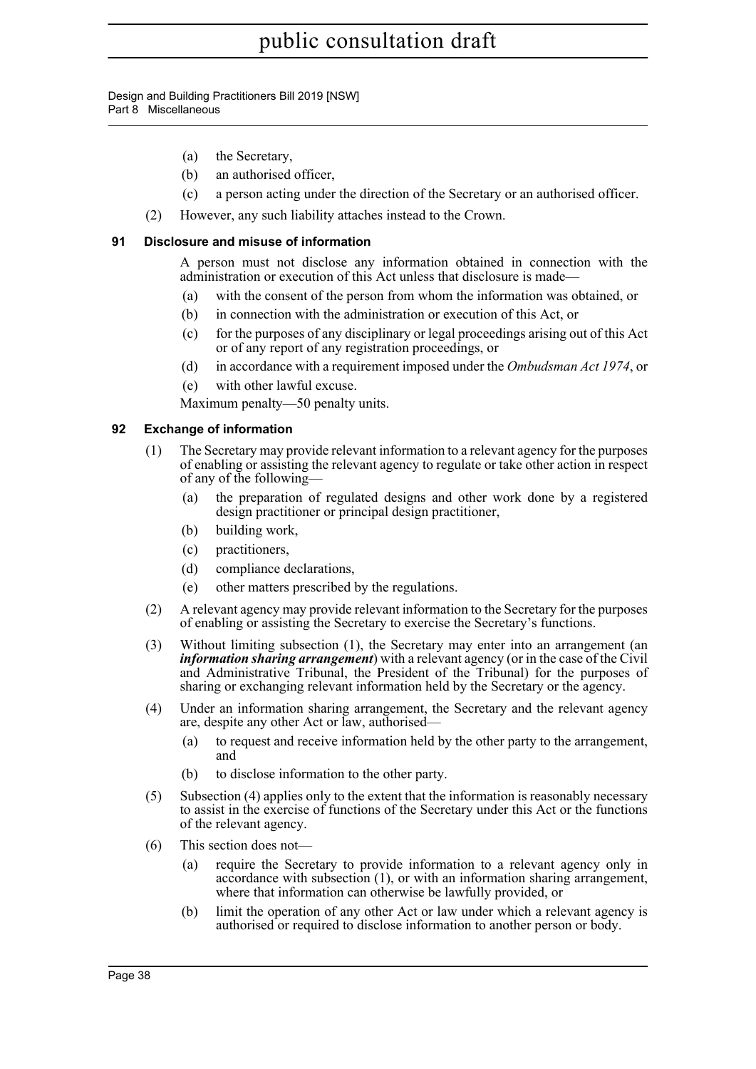(a) the Secretary,

(b) an authorised officer,

(c) a person acting under the direction of the Secretary or an authorised officer.

(2) However, any such liability attaches instead to the Crown.

### 91 Disclosure and misuse of information

A person must not disclose any information obtained in connection with the administration or execution of this Act unless that disclosure is made—

(a) with the consent of the person from whom the information was obtained, or

(b) in connection with the administration or execution of this Act, or

(c) for the purposes of any disciplinary or legal proceedings arising out of this Act or of any report of any registration proceedings, or

(d) in accordance with a requirement imposed under the *Ombudsman Act 1974*, or

(e) with other lawful excuse.

Maximum penalty—50 penalty units.

### 92 Exchange of information

(1) The Secretary may provide relevant information to a relevant agency for the purposes of enabling or assisting the relevant agency to regulate or take other action in respect of any of the following—

(a) the preparation of regulated designs and other work done by a registered design practitioner or principal design practitioner,

(b) building work,

(c) practitioners,

(d) compliance declarations,

(e) other matters prescribed by the regulations.

(2) A relevant agency may provide relevant information to the Secretary for the purposes of enabling or assisting the Secretary to exercise the Secretary's functions.

(3) Without limiting subsection (1), the Secretary may enter into an arrangement (an ***information sharing arrangement***) with a relevant agency (or in the case of the Civil and Administrative Tribunal, the President of the Tribunal) for the purposes of sharing or exchanging relevant information held by the Secretary or the agency.

(4) Under an information sharing arrangement, the Secretary and the relevant agency are, despite any other Act or law, authorised—

(a) to request and receive information held by the other party to the arrangement, and

(b) to disclose information to the other party.

(5) Subsection (4) applies only to the extent that the information is reasonably necessary to assist in the exercise of functions of the Secretary under this Act or the functions of the relevant agency.

(6) This section does not—

(a) require the Secretary to provide information to a relevant agency only in accordance with subsection (1), or with an information sharing arrangement, where that information can otherwise be lawfully provided, or

(b) limit the operation of any other Act or law under which a relevant agency is authorised or required to disclose information to another person or body.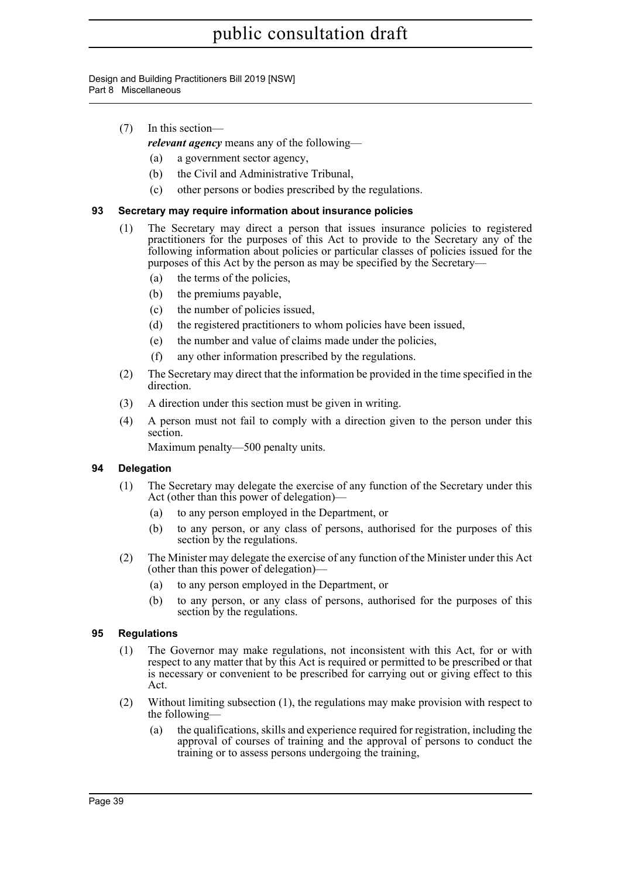(7) In this section—

***relevant agency*** means any of the following—

(a) a government sector agency,

(b) the Civil and Administrative Tribunal,

(c) other persons or bodies prescribed by the regulations.

### 93 Secretary may require information about insurance policies

(1) The Secretary may direct a person that issues insurance policies to registered practitioners for the purposes of this Act to provide to the Secretary any of the following information about policies or particular classes of policies issued for the purposes of this Act by the person as may be specified by the Secretary—

(a) the terms of the policies,

(b) the premiums payable,

(c) the number of policies issued,

(d) the registered practitioners to whom policies have been issued,

(e) the number and value of claims made under the policies,

(f) any other information prescribed by the regulations.

(2) The Secretary may direct that the information be provided in the time specified in the direction.

(3) A direction under this section must be given in writing.

(4) A person must not fail to comply with a direction given to the person under this section.

Maximum penalty—500 penalty units.

### 94 Delegation

(1) The Secretary may delegate the exercise of any function of the Secretary under this Act (other than this power of delegation)—

(a) to any person employed in the Department, or

(b) to any person, or any class of persons, authorised for the purposes of this section by the regulations.

(2) The Minister may delegate the exercise of any function of the Minister under this Act (other than this power of delegation)—

(a) to any person employed in the Department, or

(b) to any person, or any class of persons, authorised for the purposes of this section by the regulations.

### 95 Regulations

(1) The Governor may make regulations, not inconsistent with this Act, for or with respect to any matter that by this Act is required or permitted to be prescribed or that is necessary or convenient to be prescribed for carrying out or giving effect to this Act.

(2) Without limiting subsection (1), the regulations may make provision with respect to the following—

(a) the qualifications, skills and experience required for registration, including the approval of courses of training and the approval of persons to conduct the training or to assess persons undergoing the training,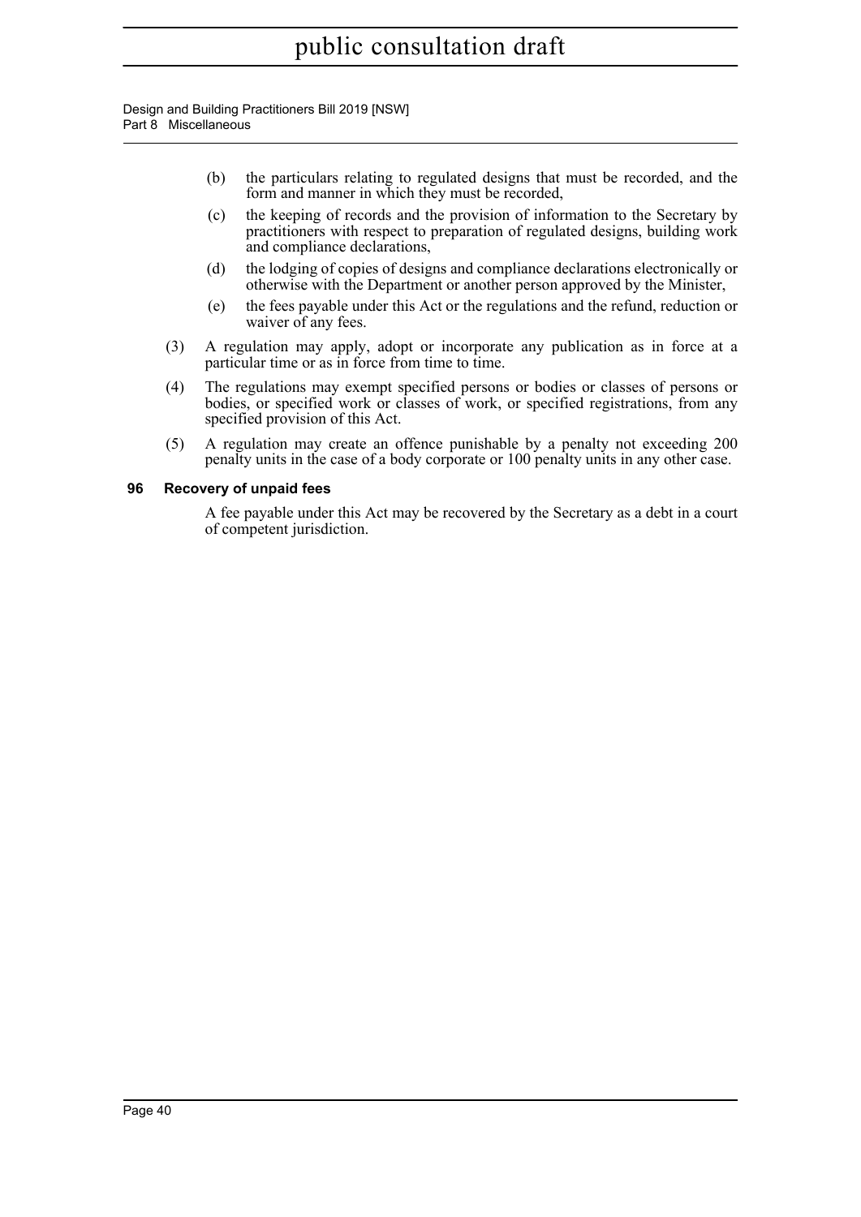(b) the particulars relating to regulated designs that must be recorded, and the form and manner in which they must be recorded,

(c) the keeping of records and the provision of information to the Secretary by practitioners with respect to preparation of regulated designs, building work and compliance declarations,

(d) the lodging of copies of designs and compliance declarations electronically or otherwise with the Department or another person approved by the Minister,

(e) the fees payable under this Act or the regulations and the refund, reduction or waiver of any fees.

(3) A regulation may apply, adopt or incorporate any publication as in force at a particular time or as in force from time to time.

(4) The regulations may exempt specified persons or bodies or classes of persons or bodies, or specified work or classes of work, or specified registrations, from any specified provision of this Act.

(5) A regulation may create an offence punishable by a penalty not exceeding 200 penalty units in the case of a body corporate or 100 penalty units in any other case.

### 96 Recovery of unpaid fees

A fee payable under this Act may be recovered by the Secretary as a debt in a court of competent jurisdiction.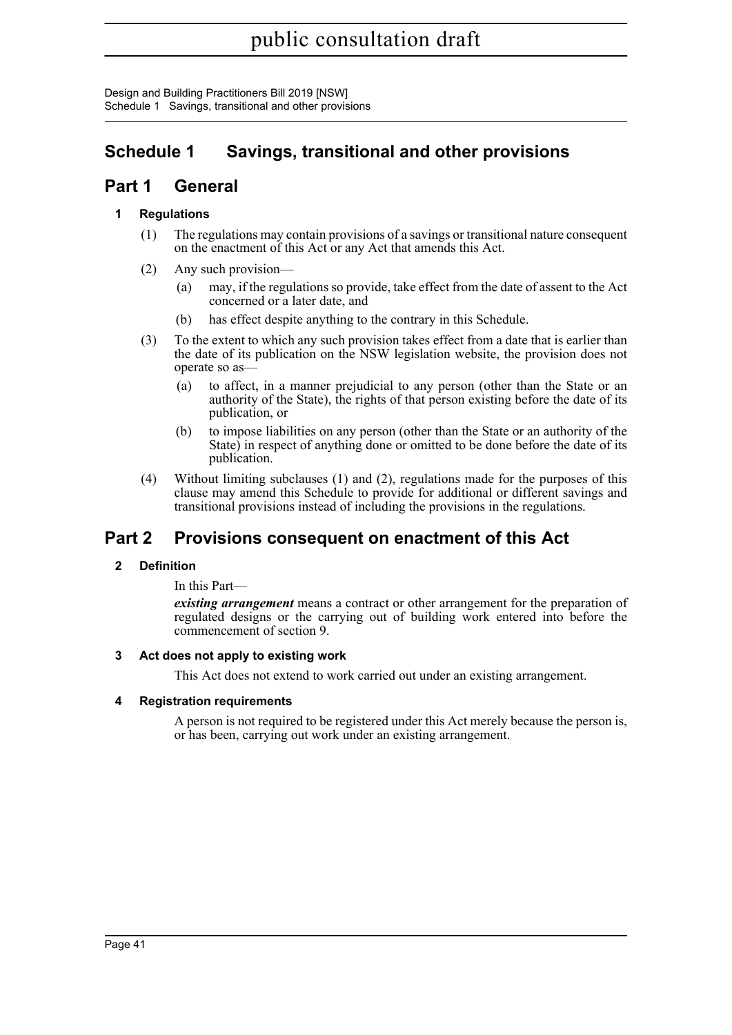# Schedule 1 Savings, transitional and other provisions

## Part 1 General

### 1 Regulations

(1) The regulations may contain provisions of a savings or transitional nature consequent on the enactment of this Act or any Act that amends this Act.

(2) Any such provision—

(a) may, if the regulations so provide, take effect from the date of assent to the Act concerned or a later date, and

(b) has effect despite anything to the contrary in this Schedule.

(3) To the extent to which any such provision takes effect from a date that is earlier than the date of its publication on the NSW legislation website, the provision does not operate so as—

(a) to affect, in a manner prejudicial to any person (other than the State or an authority of the State), the rights of that person existing before the date of its publication, or

(b) to impose liabilities on any person (other than the State or an authority of the State) in respect of anything done or omitted to be done before the date of its publication.

(4) Without limiting subclauses (1) and (2), regulations made for the purposes of this clause may amend this Schedule to provide for additional or different savings and transitional provisions instead of including the provisions in the regulations.

## Part 2 Provisions consequent on enactment of this Act

### 2 Definition

In this Part—

***existing arrangement*** means a contract or other arrangement for the preparation of regulated designs or the carrying out of building work entered into before the commencement of section 9.

### 3 Act does not apply to existing work

This Act does not extend to work carried out under an existing arrangement.

### 4 Registration requirements

A person is not required to be registered under this Act merely because the person is, or has been, carrying out work under an existing arrangement.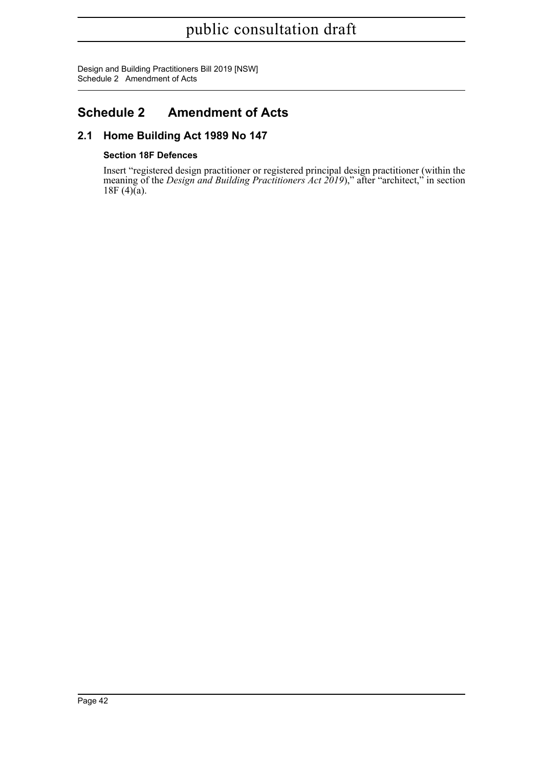# Schedule 2 Amendment of Acts

## 2.1 Home Building Act 1989 No 147

### Section 18F Defences

Insert "registered design practitioner or registered principal design practitioner (within the meaning of the *Design and Building Practitioners Act 2019*)," after "architect," in section 18F (4)(a).